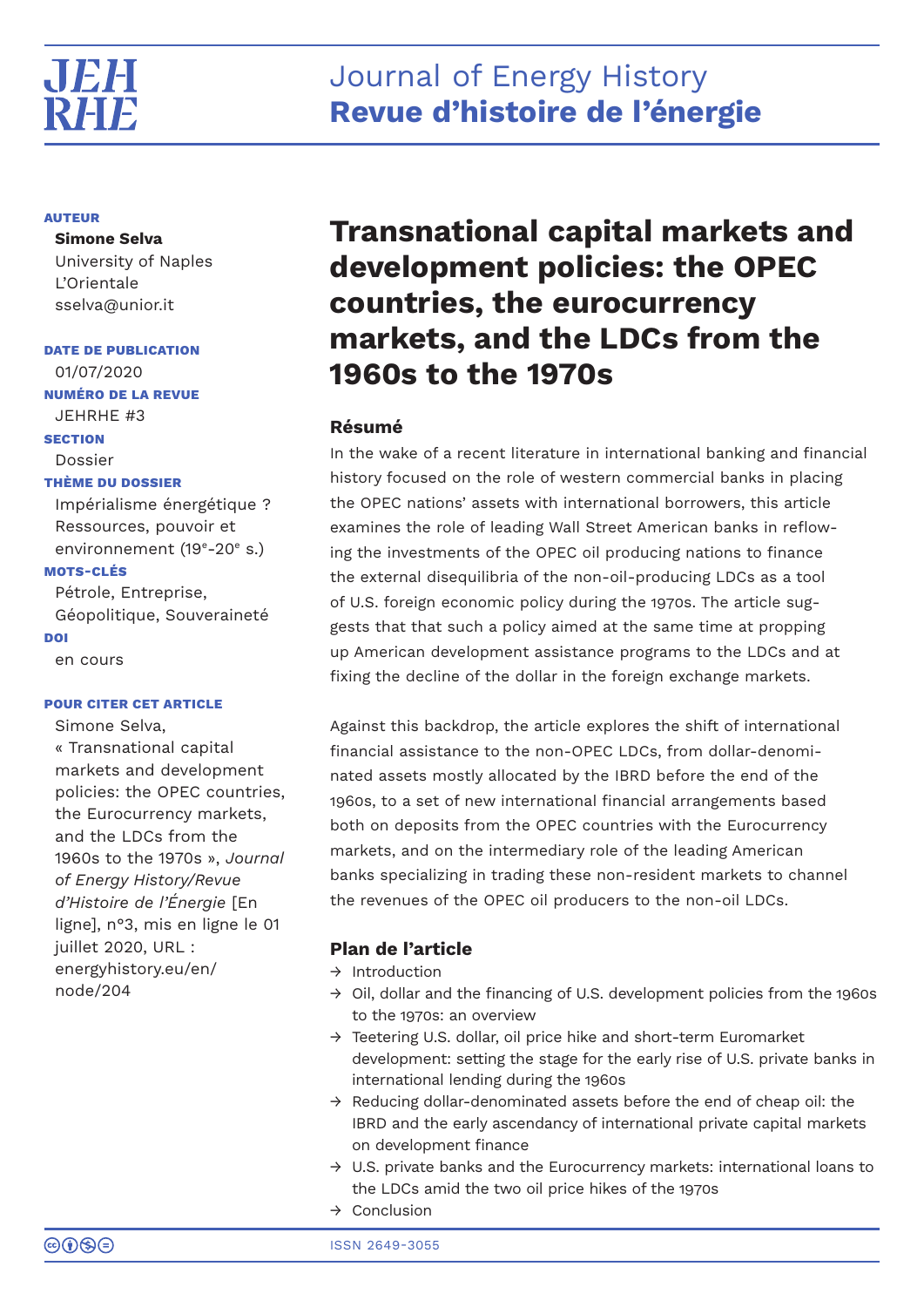# Journal of Energy History
# Revue d'histoire de l'énergie

**AUTEUR**

**Simone Selva**
University of Naples L'Orientale
sselva@unior.it

**DATE DE PUBLICATION**
01/07/2020

**NUMÉRO DE LA REVUE**
JEHRHE #3

**SECTION**
Dossier

**THÈME DU DOSSIER**
Impérialisme énergétique ? Ressources, pouvoir et environnement (19e-20e s.)

**MOTS-CLÉS**
Pétrole, Entreprise, Géopolitique, Souveraineté

**DOI**
en cours

**POUR CITER CET ARTICLE**
Simone Selva, « Transnational capital markets and development policies: the OPEC countries, the Eurocurrency markets, and the LDCs from the 1960s to the 1970s », *Journal of Energy History/Revue d'Histoire de l'Énergie* [En ligne], n°3, mis en ligne le 01 juillet 2020, URL : energyhistory.eu/en/node/204

# Transnational capital markets and development policies: the OPEC countries, the eurocurrency markets, and the LDCs from the 1960s to the 1970s

## Résumé

In the wake of a recent literature in international banking and financial history focused on the role of western commercial banks in placing the OPEC nations' assets with international borrowers, this article examines the role of leading Wall Street American banks in reflowing the investments of the OPEC oil producing nations to finance the external disequilibria of the non-oil-producing LDCs as a tool of U.S. foreign economic policy during the 1970s. The article suggests that that such a policy aimed at the same time at propping up American development assistance programs to the LDCs and at fixing the decline of the dollar in the foreign exchange markets.

Against this backdrop, the article explores the shift of international financial assistance to the non-OPEC LDCs, from dollar-denominated assets mostly allocated by the IBRD before the end of the 1960s, to a set of new international financial arrangements based both on deposits from the OPEC countries with the Eurocurrency markets, and on the intermediary role of the leading American banks specializing in trading these non-resident markets to channel the revenues of the OPEC oil producers to the non-oil LDCs.

## Plan de l'article

- → Introduction
- → Oil, dollar and the financing of U.S. development policies from the 1960s to the 1970s: an overview
- → Teetering U.S. dollar, oil price hike and short-term Euromarket development: setting the stage for the early rise of U.S. private banks in international lending during the 1960s
- → Reducing dollar-denominated assets before the end of cheap oil: the IBRD and the early ascendancy of international private capital markets on development finance
- → U.S. private banks and the Eurocurrency markets: international loans to the LDCs amid the two oil price hikes of the 1970s
- → Conclusion

ISSN 2649-3055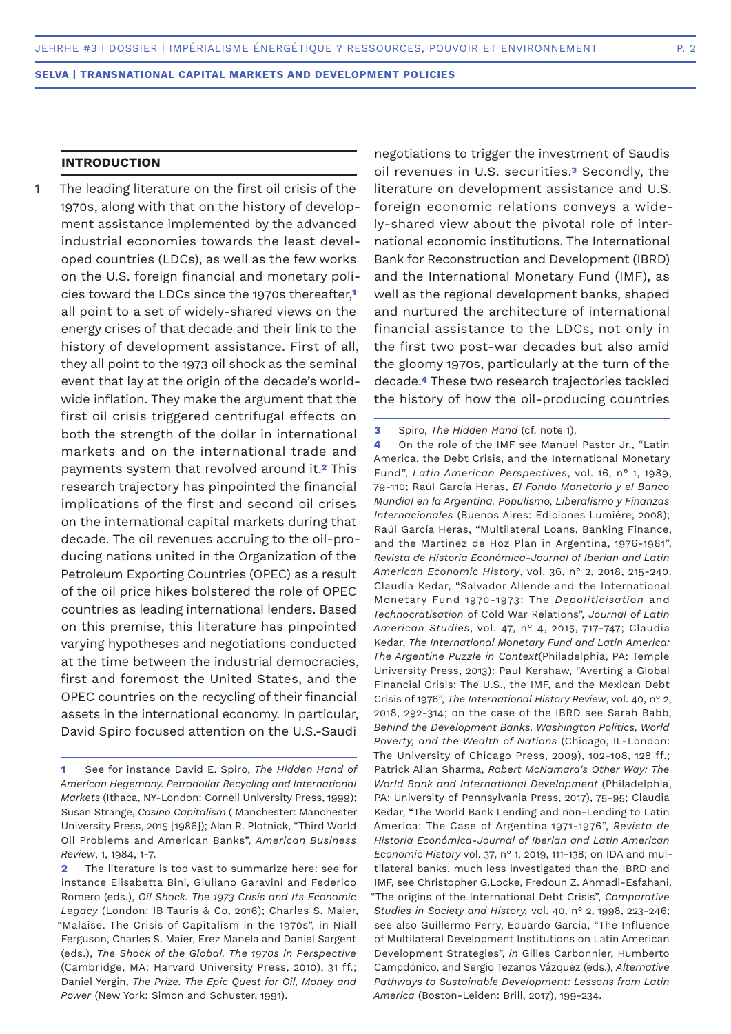## INTRODUCTION

1 The leading literature on the first oil crisis of the 1970s, along with that on the history of development assistance implemented by the advanced industrial economies towards the least developed countries (LDCs), as well as the few works on the U.S. foreign financial and monetary policies toward the LDCs since the 1970s thereafter,[1] all point to a set of widely-shared views on the energy crises of that decade and their link to the history of development assistance. First of all, they all point to the 1973 oil shock as the seminal event that lay at the origin of the decade's worldwide inflation. They make the argument that the first oil crisis triggered centrifugal effects on both the strength of the dollar in international markets and on the international trade and payments system that revolved around it.[2] This research trajectory has pinpointed the financial implications of the first and second oil crises on the international capital markets during that decade. The oil revenues accruing to the oil-producing nations united in the Organization of the Petroleum Exporting Countries (OPEC) as a result of the oil price hikes bolstered the role of OPEC countries as leading international lenders. Based on this premise, this literature has pinpointed varying hypotheses and negotiations conducted at the time between the industrial democracies, first and foremost the United States, and the OPEC countries on the recycling of their financial assets in the international economy. In particular, David Spiro focused attention on the U.S.-Saudi negotiations to trigger the investment of Saudis oil revenues in U.S. securities.[3] Secondly, the literature on development assistance and U.S. foreign economic relations conveys a widely-shared view about the pivotal role of international economic institutions. The International Bank for Reconstruction and Development (IBRD) and the International Monetary Fund (IMF), as well as the regional development banks, shaped and nurtured the architecture of international financial assistance to the LDCs, not only in the first two post-war decades but also amid the gloomy 1970s, particularly at the turn of the decade.[4] These two research trajectories tackled the history of how the oil-producing countries

---

[1] See for instance David E. Spiro, *The Hidden Hand of American Hegemony. Petrodollar Recycling and International Markets* (Ithaca, NY-London: Cornell University Press, 1999); Susan Strange, *Casino Capitalism* ( Manchester: Manchester University Press, 2015 [1986]); Alan R. Plotnick, "Third World Oil Problems and American Banks", *American Business Review*, 1, 1984, 1-7.

[2] The literature is too vast to summarize here: see for instance Elisabetta Bini, Giuliano Garavini and Federico Romero (eds.), *Oil Shock. The 1973 Crisis and Its Economic Legacy* (London: IB Tauris & Co, 2016); Charles S. Maier, "Malaise. The Crisis of Capitalism in the 1970s", in Niall Ferguson, Charles S. Maier, Erez Manela and Daniel Sargent (eds.), *The Shock of the Global. The 1970s in Perspective* (Cambridge, MA: Harvard University Press, 2010), 31 ff.; Daniel Yergin, *The Prize. The Epic Quest for Oil, Money and Power* (New York: Simon and Schuster, 1991).

[3] Spiro, *The Hidden Hand* (cf. note 1).

[4] On the role of the IMF see Manuel Pastor Jr., "Latin America, the Debt Crisis, and the International Monetary Fund", *Latin American Perspectives*, vol. 16, n° 1, 1989, 79-110; Raúl García Heras, *El Fondo Monetario y el Banco Mundial en la Argentina. Populismo, Liberalismo y Finanzas Internacionales* (Buenos Aires: Ediciones Lumiére, 2008); Raúl García Heras, "Multilateral Loans, Banking Finance, and the Martinez de Hoz Plan in Argentina, 1976-1981", *Revista de Historia Económica-Journal of Iberian and Latin American Economic History*, vol. 36, n° 2, 2018, 215-240. Claudia Kedar, "Salvador Allende and the International Monetary Fund 1970-1973: The *Depoliticisation* and *Technocratisation* of Cold War Relations", *Journal of Latin American Studies*, vol. 47, n° 4, 2015, 717-747; Claudia Kedar, *The International Monetary Fund and Latin America: The Argentine Puzzle in Context*(Philadelphia, PA: Temple University Press, 2013): Paul Kershaw, "Averting a Global Financial Crisis: The U.S., the IMF, and the Mexican Debt Crisis of 1976", *The International History Review*, vol. 40, n° 2, 2018, 292-314; on the case of the IBRD see Sarah Babb, *Behind the Development Banks. Washington Politics, World Poverty, and the Wealth of Nations* (Chicago, IL-London: The University of Chicago Press, 2009), 102-108, 128 ff.; Patrick Allan Sharma, *Robert McNamara's Other Way: The World Bank and International Development* (Philadelphia, PA: University of Pennsylvania Press, 2017), 75-95; Claudia Kedar, "The World Bank Lending and non-Lending to Latin America: The Case of Argentina 1971-1976", *Revista de Historia Económica-Journal of Iberian and Latin American Economic History* vol. 37, n° 1, 2019, 111-138; on IDA and multilateral banks, much less investigated than the IBRD and IMF, see Christopher G.Locke, Fredoun Z. Ahmadi-Esfahani, "The origins of the International Debt Crisis", *Comparative Studies in Society and History,* vol. 40, n° 2, 1998, 223-246; see also Guillermo Perry, Eduardo Garcia, "The Influence of Multilateral Development Institutions on Latin American Development Strategies", *in* Gilles Carbonnier, Humberto Campdónico, and Sergio Tezanos Vázquez (eds.), *Alternative Pathways to Sustainable Development: Lessons from Latin America* (Boston-Leiden: Brill, 2017), 199-234.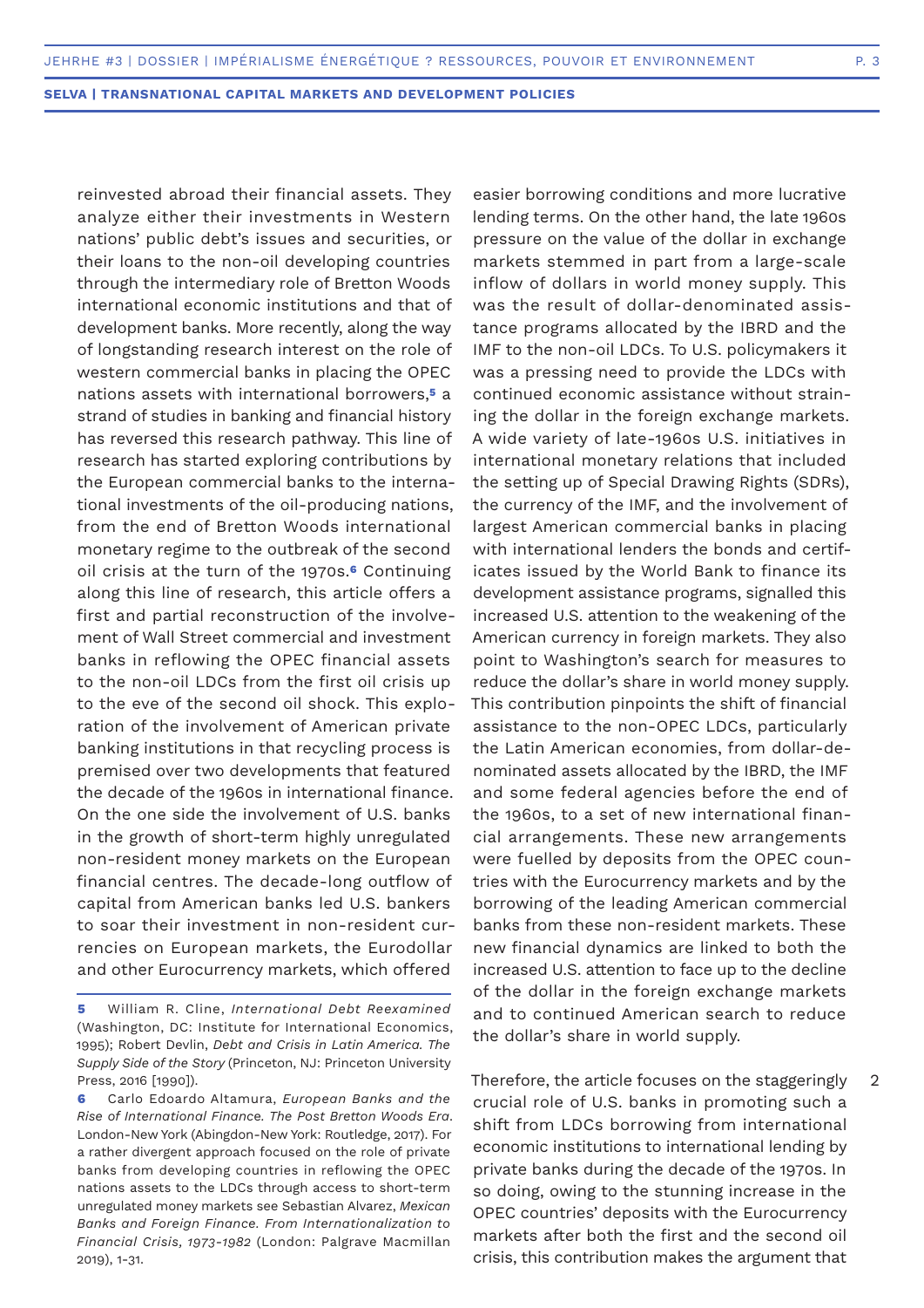reinvested abroad their financial assets. They analyze either their investments in Western nations' public debt's issues and securities, or their loans to the non-oil developing countries through the intermediary role of Bretton Woods international economic institutions and that of development banks. More recently, along the way of longstanding research interest on the role of western commercial banks in placing the OPEC nations assets with international borrowers,[5] a strand of studies in banking and financial history has reversed this research pathway. This line of research has started exploring contributions by the European commercial banks to the international investments of the oil-producing nations, from the end of Bretton Woods international monetary regime to the outbreak of the second oil crisis at the turn of the 1970s.[6] Continuing along this line of research, this article offers a first and partial reconstruction of the involvement of Wall Street commercial and investment banks in reflowing the OPEC financial assets to the non-oil LDCs from the first oil crisis up to the eve of the second oil shock. This exploration of the involvement of American private banking institutions in that recycling process is premised over two developments that featured the decade of the 1960s in international finance. On the one side the involvement of U.S. banks in the growth of short-term highly unregulated non-resident money markets on the European financial centres. The decade-long outflow of capital from American banks led U.S. bankers to soar their investment in non-resident currencies on European markets, the Eurodollar and other Eurocurrency markets, which offered easier borrowing conditions and more lucrative lending terms. On the other hand, the late 1960s pressure on the value of the dollar in exchange markets stemmed in part from a large-scale inflow of dollars in world money supply. This was the result of dollar-denominated assistance programs allocated by the IBRD and the IMF to the non-oil LDCs. To U.S. policymakers it was a pressing need to provide the LDCs with continued economic assistance without straining the dollar in the foreign exchange markets. A wide variety of late-1960s U.S. initiatives in international monetary relations that included the setting up of Special Drawing Rights (SDRs), the currency of the IMF, and the involvement of largest American commercial banks in placing with international lenders the bonds and certificates issued by the World Bank to finance its development assistance programs, signalled this increased U.S. attention to the weakening of the American currency in foreign markets. They also point to Washington's search for measures to reduce the dollar's share in world money supply. This contribution pinpoints the shift of financial assistance to the non-OPEC LDCs, particularly the Latin American economies, from dollar-denominated assets allocated by the IBRD, the IMF and some federal agencies before the end of the 1960s, to a set of new international financial arrangements. These new arrangements were fuelled by deposits from the OPEC countries with the Eurocurrency markets and by the borrowing of the leading American commercial banks from these non-resident markets. These new financial dynamics are linked to both the increased U.S. attention to face up to the decline of the dollar in the foreign exchange markets and to continued American search to reduce the dollar's share in world supply.

Therefore, the article focuses on the staggeringly crucial role of U.S. banks in promoting such a shift from LDCs borrowing from international economic institutions to international lending by private banks during the decade of the 1970s. In so doing, owing to the stunning increase in the OPEC countries' deposits with the Eurocurrency markets after both the first and the second oil crisis, this contribution makes the argument that

---

[5] William R. Cline, *International Debt Reexamined* (Washington, DC: Institute for International Economics, 1995); Robert Devlin, *Debt and Crisis in Latin America. The Supply Side of the Story* (Princeton, NJ: Princeton University Press, 2016 [1990]).

[6] Carlo Edoardo Altamura, *European Banks and the Rise of International Finance. The Post Bretton Woods Era*. London-New York (Abingdon-New York: Routledge, 2017). For a rather divergent approach focused on the role of private banks from developing countries in reflowing the OPEC nations assets to the LDCs through access to short-term unregulated money markets see Sebastian Alvarez, *Mexican Banks and Foreign Finance. From Internationalization to Financial Crisis, 1973-1982* (London: Palgrave Macmillan 2019), 1-31.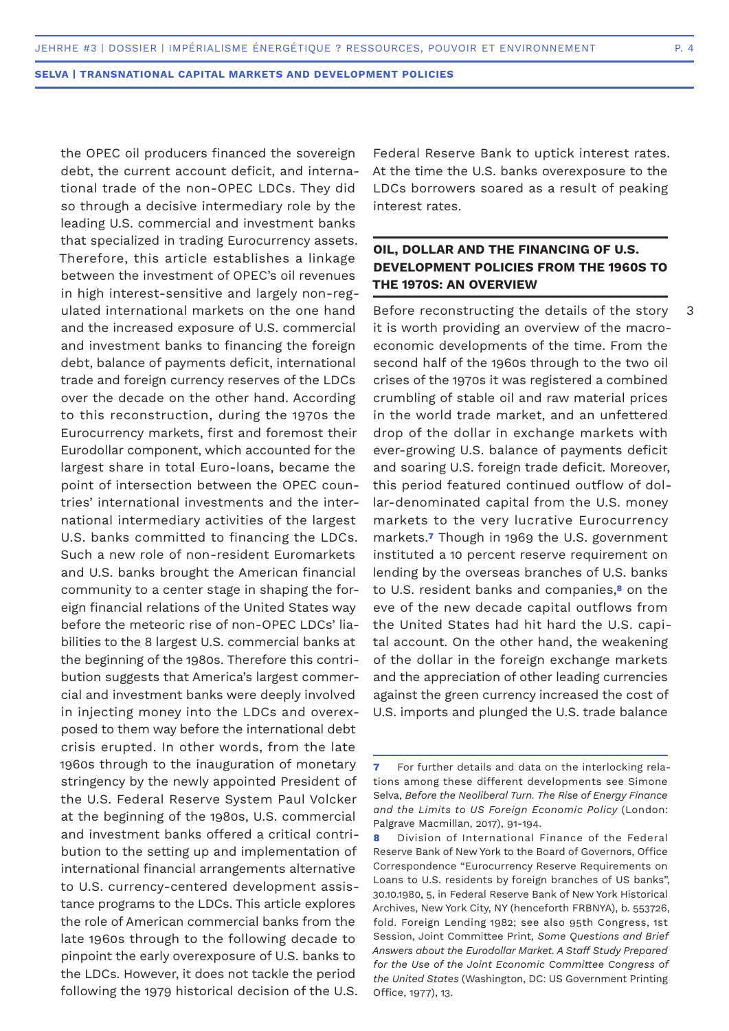the OPEC oil producers financed the sovereign debt, the current account deficit, and international trade of the non-OPEC LDCs. They did so through a decisive intermediary role by the leading U.S. commercial and investment banks that specialized in trading Eurocurrency assets. Therefore, this article establishes a linkage between the investment of OPEC's oil revenues in high interest-sensitive and largely non-regulated international markets on the one hand and the increased exposure of U.S. commercial and investment banks to financing the foreign debt, balance of payments deficit, international trade and foreign currency reserves of the LDCs over the decade on the other hand. According to this reconstruction, during the 1970s the Eurocurrency markets, first and foremost their Eurodollar component, which accounted for the largest share in total Euro-loans, became the point of intersection between the OPEC countries' international investments and the international intermediary activities of the largest U.S. banks committed to financing the LDCs. Such a new role of non-resident Euromarkets and U.S. banks brought the American financial community to a center stage in shaping the foreign financial relations of the United States way before the meteoric rise of non-OPEC LDCs' liabilities to the 8 largest U.S. commercial banks at the beginning of the 1980s. Therefore this contribution suggests that America's largest commercial and investment banks were deeply involved in injecting money into the LDCs and overexposed to them way before the international debt crisis erupted. In other words, from the late 1960s through to the inauguration of monetary stringency by the newly appointed President of the U.S. Federal Reserve System Paul Volcker at the beginning of the 1980s, U.S. commercial and investment banks offered a critical contribution to the setting up and implementation of international financial arrangements alternative to U.S. currency-centered development assistance programs to the LDCs. This article explores the role of American commercial banks from the late 1960s through to the following decade to pinpoint the early overexposure of U.S. banks to the LDCs. However, it does not tackle the period following the 1979 historical decision of the U.S. Federal Reserve Bank to uptick interest rates. At the time the U.S. banks overexposure to the LDCs borrowers soared as a result of peaking interest rates.

## OIL, DOLLAR AND THE FINANCING OF U.S. DEVELOPMENT POLICIES FROM THE 1960S TO THE 1970S: AN OVERVIEW

3 Before reconstructing the details of the story it is worth providing an overview of the macroeconomic developments of the time. From the second half of the 1960s through to the two oil crises of the 1970s it was registered a combined crumbling of stable oil and raw material prices in the world trade market, and an unfettered drop of the dollar in exchange markets with ever-growing U.S. balance of payments deficit and soaring U.S. foreign trade deficit. Moreover, this period featured continued outflow of dollar-denominated capital from the U.S. money markets to the very lucrative Eurocurrency markets.[7] Though in 1969 the U.S. government instituted a 10 percent reserve requirement on lending by the overseas branches of U.S. banks to U.S. resident banks and companies,[8] on the eve of the new decade capital outflows from the United States had hit hard the U.S. capital account. On the other hand, the weakening of the dollar in the foreign exchange markets and the appreciation of other leading currencies against the green currency increased the cost of U.S. imports and plunged the U.S. trade balance

---

**7** For further details and data on the interlocking relations among these different developments see Simone Selva, *Before the Neoliberal Turn. The Rise of Energy Finance and the Limits to US Foreign Economic Policy* (London: Palgrave Macmillan, 2017), 91-194.

**8** Division of International Finance of the Federal Reserve Bank of New York to the Board of Governors, Office Correspondence "Eurocurrency Reserve Requirements on Loans to U.S. residents by foreign branches of US banks", 30.10.1980, 5, in Federal Reserve Bank of New York Historical Archives, New York City, NY (henceforth FRBNYA), b. 553726, fold. Foreign Lending 1982; see also 95th Congress, 1st Session, Joint Committee Print, *Some Questions and Brief Answers about the Eurodollar Market. A Staff Study Prepared for the Use of the Joint Economic Committee Congress of the United States* (Washington, DC: US Government Printing Office, 1977), 13.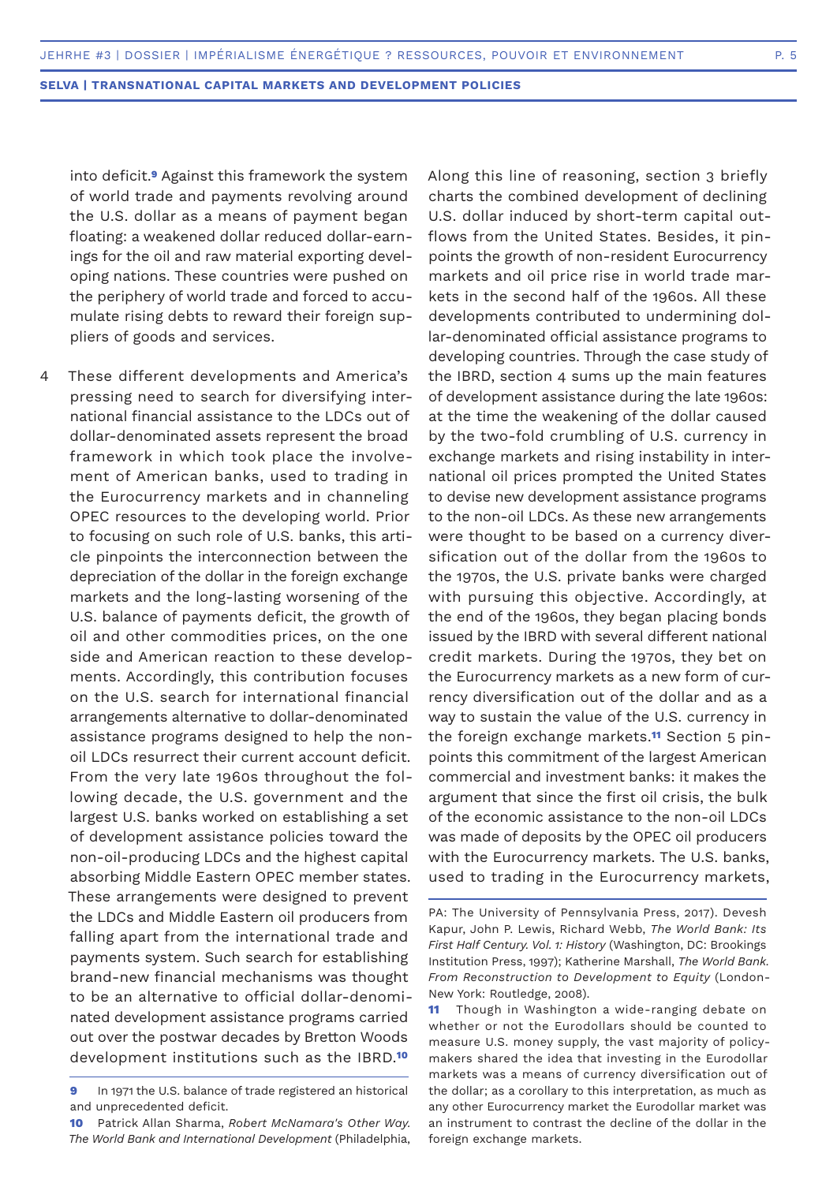into deficit.[9] Against this framework the system of world trade and payments revolving around the U.S. dollar as a means of payment began floating: a weakened dollar reduced dollar-earnings for the oil and raw material exporting developing nations. These countries were pushed on the periphery of world trade and forced to accumulate rising debts to reward their foreign suppliers of goods and services.

4 These different developments and America's pressing need to search for diversifying international financial assistance to the LDCs out of dollar-denominated assets represent the broad framework in which took place the involvement of American banks, used to trading in the Eurocurrency markets and in channeling OPEC resources to the developing world. Prior to focusing on such role of U.S. banks, this article pinpoints the interconnection between the depreciation of the dollar in the foreign exchange markets and the long-lasting worsening of the U.S. balance of payments deficit, the growth of oil and other commodities prices, on the one side and American reaction to these developments. Accordingly, this contribution focuses on the U.S. search for international financial arrangements alternative to dollar-denominated assistance programs designed to help the non-oil LDCs resurrect their current account deficit. From the very late 1960s throughout the following decade, the U.S. government and the largest U.S. banks worked on establishing a set of development assistance policies toward the non-oil-producing LDCs and the highest capital absorbing Middle Eastern OPEC member states. These arrangements were designed to prevent the LDCs and Middle Eastern oil producers from falling apart from the international trade and payments system. Such search for establishing brand-new financial mechanisms was thought to be an alternative to official dollar-denominated development assistance programs carried out over the postwar decades by Bretton Woods development institutions such as the IBRD.[10] Along this line of reasoning, section 3 briefly charts the combined development of declining U.S. dollar induced by short-term capital outflows from the United States. Besides, it pinpoints the growth of non-resident Eurocurrency markets and oil price rise in world trade markets in the second half of the 1960s. All these developments contributed to undermining dollar-denominated official assistance programs to developing countries. Through the case study of the IBRD, section 4 sums up the main features of development assistance during the late 1960s: at the time the weakening of the dollar caused by the two-fold crumbling of U.S. currency in exchange markets and rising instability in international oil prices prompted the United States to devise new development assistance programs to the non-oil LDCs. As these new arrangements were thought to be based on a currency diversification out of the dollar from the 1960s to the 1970s, the U.S. private banks were charged with pursuing this objective. Accordingly, at the end of the 1960s, they began placing bonds issued by the IBRD with several different national credit markets. During the 1970s, they bet on the Eurocurrency markets as a new form of currency diversification out of the dollar and as a way to sustain the value of the U.S. currency in the foreign exchange markets.[11] Section 5 pinpoints this commitment of the largest American commercial and investment banks: it makes the argument that since the first oil crisis, the bulk of the economic assistance to the non-oil LDCs was made of deposits by the OPEC oil producers with the Eurocurrency markets. The U.S. banks, used to trading in the Eurocurrency markets,

---

**9** In 1971 the U.S. balance of trade registered an historical and unprecedented deficit.

**10** Patrick Allan Sharma, *Robert McNamara's Other Way. The World Bank and International Development* (Philadelphia, PA: The University of Pennsylvania Press, 2017). Devesh Kapur, John P. Lewis, Richard Webb, *The World Bank: Its First Half Century. Vol. 1: History* (Washington, DC: Brookings Institution Press, 1997); Katherine Marshall, *The World Bank. From Reconstruction to Development to Equity* (London-New York: Routledge, 2008).

**11** Though in Washington a wide-ranging debate on whether or not the Eurodollars should be counted to measure U.S. money supply, the vast majority of policymakers shared the idea that investing in the Eurodollar markets was a means of currency diversification out of the dollar; as a corollary to this interpretation, as much as any other Eurocurrency market the Eurodollar market was an instrument to contrast the decline of the dollar in the foreign exchange markets.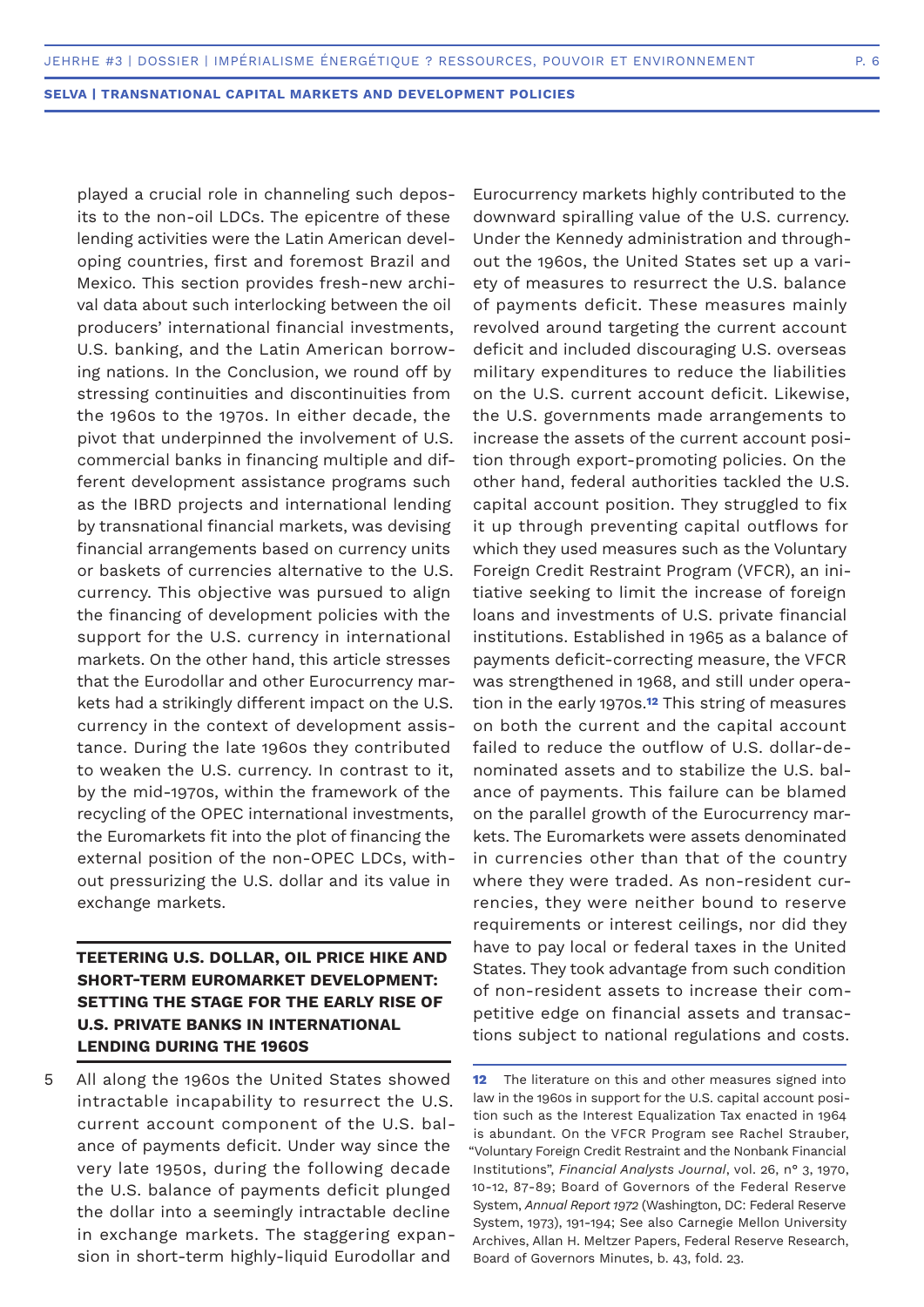played a crucial role in channeling such deposits to the non-oil LDCs. The epicentre of these lending activities were the Latin American developing countries, first and foremost Brazil and Mexico. This section provides fresh-new archival data about such interlocking between the oil producers' international financial investments, U.S. banking, and the Latin American borrowing nations. In the Conclusion, we round off by stressing continuities and discontinuities from the 1960s to the 1970s. In either decade, the pivot that underpinned the involvement of U.S. commercial banks in financing multiple and different development assistance programs such as the IBRD projects and international lending by transnational financial markets, was devising financial arrangements based on currency units or baskets of currencies alternative to the U.S. currency. This objective was pursued to align the financing of development policies with the support for the U.S. currency in international markets. On the other hand, this article stresses that the Eurodollar and other Eurocurrency markets had a strikingly different impact on the U.S. currency in the context of development assistance. During the late 1960s they contributed to weaken the U.S. currency. In contrast to it, by the mid-1970s, within the framework of the recycling of the OPEC international investments, the Euromarkets fit into the plot of financing the external position of the non-OPEC LDCs, without pressurizing the U.S. dollar and its value in exchange markets.

## TEETERING U.S. DOLLAR, OIL PRICE HIKE AND SHORT-TERM EUROMARKET DEVELOPMENT: SETTING THE STAGE FOR THE EARLY RISE OF U.S. PRIVATE BANKS IN INTERNATIONAL LENDING DURING THE 1960S

5 All along the 1960s the United States showed intractable incapability to resurrect the U.S. current account component of the U.S. balance of payments deficit. Under way since the very late 1950s, during the following decade the U.S. balance of payments deficit plunged the dollar into a seemingly intractable decline in exchange markets. The staggering expansion in short-term highly-liquid Eurodollar and Eurocurrency markets highly contributed to the downward spiralling value of the U.S. currency. Under the Kennedy administration and throughout the 1960s, the United States set up a variety of measures to resurrect the U.S. balance of payments deficit. These measures mainly revolved around targeting the current account deficit and included discouraging U.S. overseas military expenditures to reduce the liabilities on the U.S. current account deficit. Likewise, the U.S. governments made arrangements to increase the assets of the current account position through export-promoting policies. On the other hand, federal authorities tackled the U.S. capital account position. They struggled to fix it up through preventing capital outflows for which they used measures such as the Voluntary Foreign Credit Restraint Program (VFCR), an initiative seeking to limit the increase of foreign loans and investments of U.S. private financial institutions. Established in 1965 as a balance of payments deficit-correcting measure, the VFCR was strengthened in 1968, and still under operation in the early 1970s.[12] This string of measures on both the current and the capital account failed to reduce the outflow of U.S. dollar-denominated assets and to stabilize the U.S. balance of payments. This failure can be blamed on the parallel growth of the Eurocurrency markets. The Euromarkets were assets denominated in currencies other than that of the country where they were traded. As non-resident currencies, they were neither bound to reserve requirements or interest ceilings, nor did they have to pay local or federal taxes in the United States. They took advantage from such condition of non-resident assets to increase their competitive edge on financial assets and transactions subject to national regulations and costs.

12 The literature on this and other measures signed into law in the 1960s in support for the U.S. capital account position such as the Interest Equalization Tax enacted in 1964 is abundant. On the VFCR Program see Rachel Strauber, "Voluntary Foreign Credit Restraint and the Nonbank Financial Institutions", *Financial Analysts Journal*, vol. 26, n° 3, 1970, 10-12, 87-89; Board of Governors of the Federal Reserve System, *Annual Report 1972* (Washington, DC: Federal Reserve System, 1973), 191-194; See also Carnegie Mellon University Archives, Allan H. Meltzer Papers, Federal Reserve Research, Board of Governors Minutes, b. 43, fold. 23.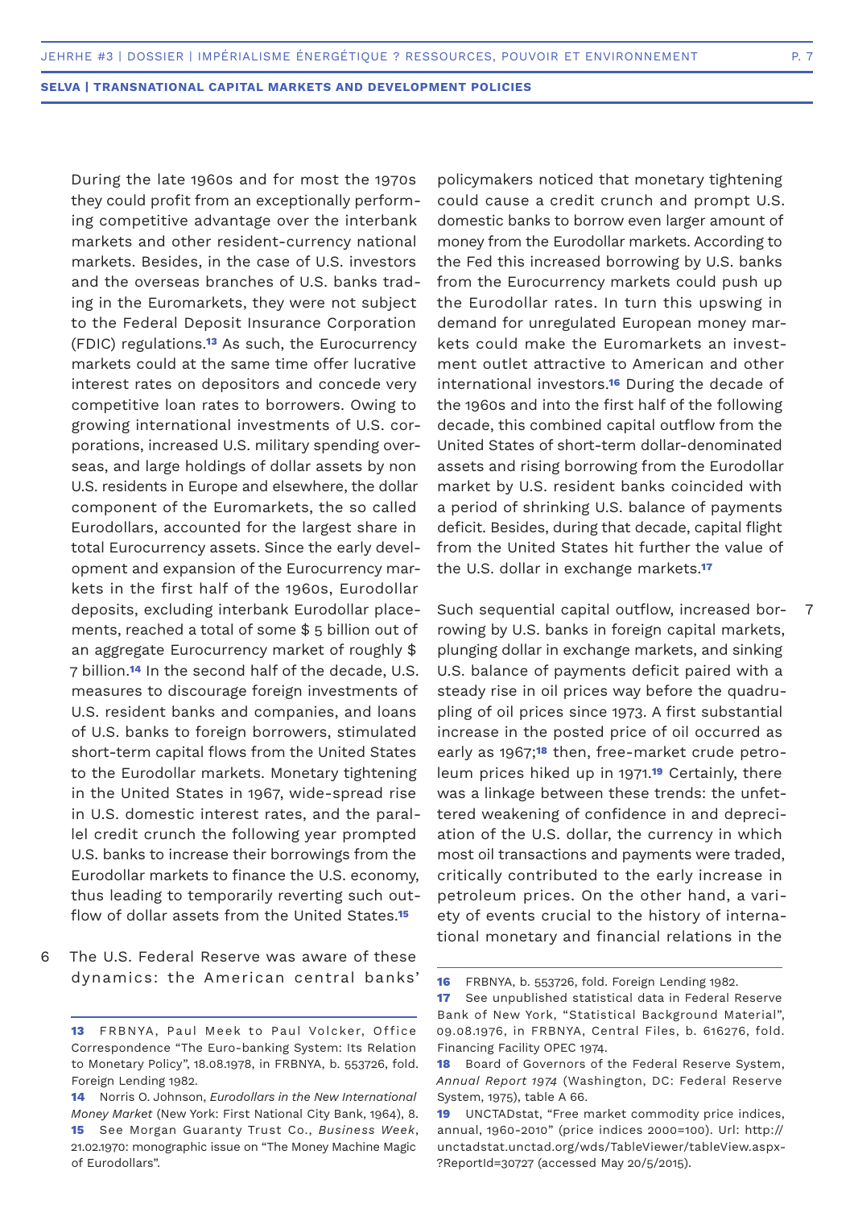During the late 1960s and for most the 1970s they could profit from an exceptionally performing competitive advantage over the interbank markets and other resident-currency national markets. Besides, in the case of U.S. investors and the overseas branches of U.S. banks trading in the Euromarkets, they were not subject to the Federal Deposit Insurance Corporation (FDIC) regulations.[13] As such, the Eurocurrency markets could at the same time offer lucrative interest rates on depositors and concede very competitive loan rates to borrowers. Owing to growing international investments of U.S. corporations, increased U.S. military spending overseas, and large holdings of dollar assets by non U.S. residents in Europe and elsewhere, the dollar component of the Euromarkets, the so called Eurodollars, accounted for the largest share in total Eurocurrency assets. Since the early development and expansion of the Eurocurrency markets in the first half of the 1960s, Eurodollar deposits, excluding interbank Eurodollar placements, reached a total of some $ 5 billion out of an aggregate Eurocurrency market of roughly $ 7 billion.[14] In the second half of the decade, U.S. measures to discourage foreign investments of U.S. resident banks and companies, and loans of U.S. banks to foreign borrowers, stimulated short-term capital flows from the United States to the Eurodollar markets. Monetary tightening in the United States in 1967, wide-spread rise in U.S. domestic interest rates, and the parallel credit crunch the following year prompted U.S. banks to increase their borrowings from the Eurodollar markets to finance the U.S. economy, thus leading to temporarily reverting such outflow of dollar assets from the United States.[15]

6 The U.S. Federal Reserve was aware of these dynamics: the American central banks' policymakers noticed that monetary tightening could cause a credit crunch and prompt U.S. domestic banks to borrow even larger amount of money from the Eurodollar markets. According to the Fed this increased borrowing by U.S. banks from the Eurocurrency markets could push up the Eurodollar rates. In turn this upswing in demand for unregulated European money markets could make the Euromarkets an investment outlet attractive to American and other international investors.[16] During the decade of the 1960s and into the first half of the following decade, this combined capital outflow from the United States of short-term dollar-denominated assets and rising borrowing from the Eurodollar market by U.S. resident banks coincided with a period of shrinking U.S. balance of payments deficit. Besides, during that decade, capital flight from the United States hit further the value of the U.S. dollar in exchange markets.[17]

7 Such sequential capital outflow, increased borrowing by U.S. banks in foreign capital markets, plunging dollar in exchange markets, and sinking U.S. balance of payments deficit paired with a steady rise in oil prices way before the quadrupling of oil prices since 1973. A first substantial increase in the posted price of oil occurred as early as 1967;[18] then, free-market crude petroleum prices hiked up in 1971.[19] Certainly, there was a linkage between these trends: the unfettered weakening of confidence in and depreciation of the U.S. dollar, the currency in which most oil transactions and payments were traded, critically contributed to the early increase in petroleum prices. On the other hand, a variety of events crucial to the history of international monetary and financial relations in the

---

**13** FRBNYA, Paul Meek to Paul Volcker, Office Correspondence "The Euro-banking System: Its Relation to Monetary Policy", 18.08.1978, in FRBNYA, b. 553726, fold. Foreign Lending 1982.

**14** Norris O. Johnson, *Eurodollars in the New International Money Market* (New York: First National City Bank, 1964), 8.

**15** See Morgan Guaranty Trust Co., *Business Week*, 21.02.1970: monographic issue on "The Money Machine Magic of Eurodollars".

**16** FRBNYA, b. 553726, fold. Foreign Lending 1982.

**17** See unpublished statistical data in Federal Reserve Bank of New York, "Statistical Background Material", 09.08.1976, in FRBNYA, Central Files, b. 616276, fold. Financing Facility OPEC 1974.

**18** Board of Governors of the Federal Reserve System, *Annual Report 1974* (Washington, DC: Federal Reserve System, 1975), table A 66.

**19** UNCTADstat, "Free market commodity price indices, annual, 1960-2010" (price indices 2000=100). Url: http://unctadstat.unctad.org/wds/TableViewer/tableView.aspx?ReportId=30727 (accessed May 20/5/2015).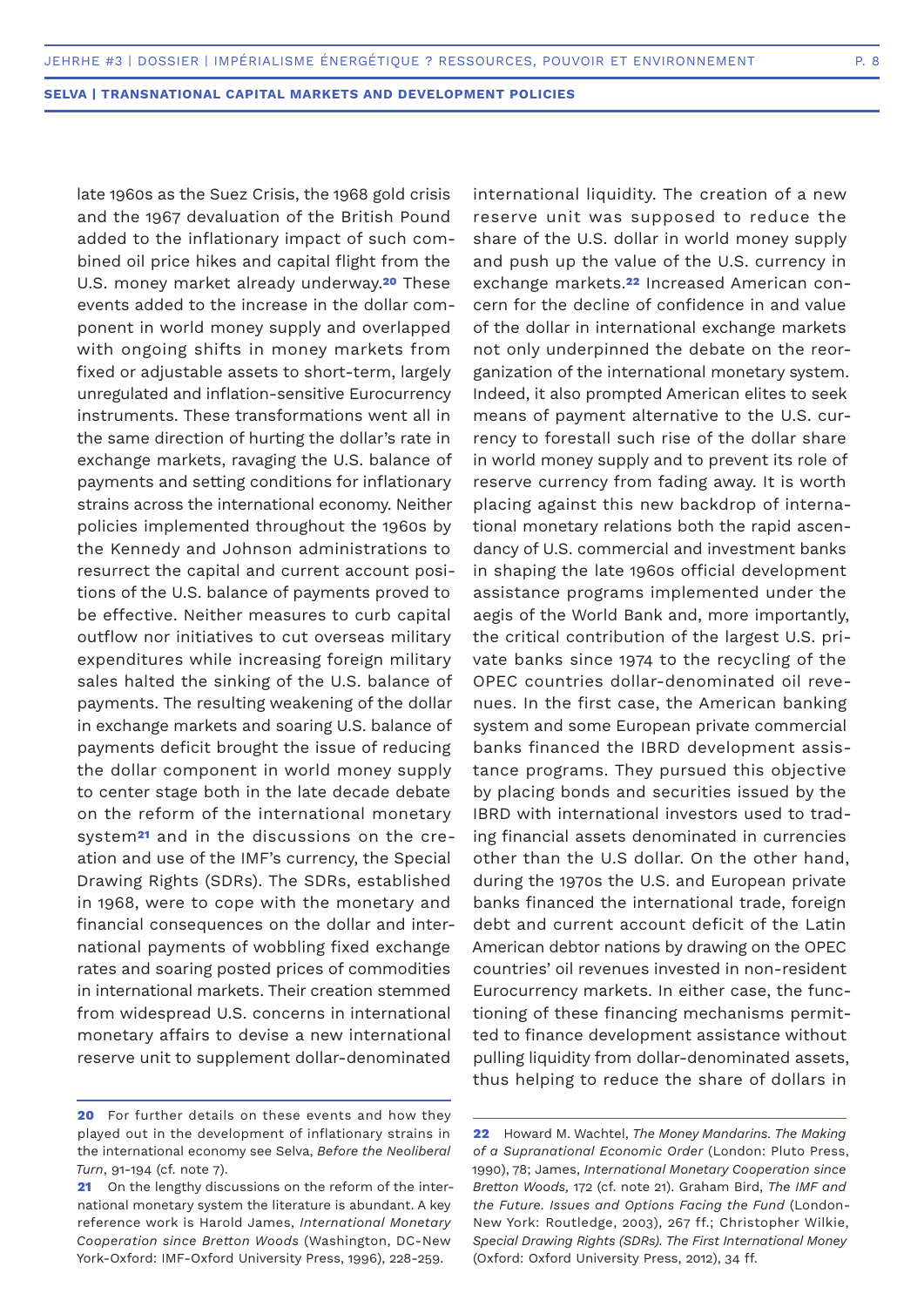late 1960s as the Suez Crisis, the 1968 gold crisis and the 1967 devaluation of the British Pound added to the inflationary impact of such combined oil price hikes and capital flight from the U.S. money market already underway.[20] These events added to the increase in the dollar component in world money supply and overlapped with ongoing shifts in money markets from fixed or adjustable assets to short-term, largely unregulated and inflation-sensitive Eurocurrency instruments. These transformations went all in the same direction of hurting the dollar's rate in exchange markets, ravaging the U.S. balance of payments and setting conditions for inflationary strains across the international economy. Neither policies implemented throughout the 1960s by the Kennedy and Johnson administrations to resurrect the capital and current account positions of the U.S. balance of payments proved to be effective. Neither measures to curb capital outflow nor initiatives to cut overseas military expenditures while increasing foreign military sales halted the sinking of the U.S. balance of payments. The resulting weakening of the dollar in exchange markets and soaring U.S. balance of payments deficit brought the issue of reducing the dollar component in world money supply to center stage both in the late decade debate on the reform of the international monetary system[21] and in the discussions on the creation and use of the IMF's currency, the Special Drawing Rights (SDRs). The SDRs, established in 1968, were to cope with the monetary and financial consequences on the dollar and international payments of wobbling fixed exchange rates and soaring posted prices of commodities in international markets. Their creation stemmed from widespread U.S. concerns in international monetary affairs to devise a new international reserve unit to supplement dollar-denominated international liquidity. The creation of a new reserve unit was supposed to reduce the share of the U.S. dollar in world money supply and push up the value of the U.S. currency in exchange markets.[22] Increased American concern for the decline of confidence in and value of the dollar in international exchange markets not only underpinned the debate on the reorganization of the international monetary system. Indeed, it also prompted American elites to seek means of payment alternative to the U.S. currency to forestall such rise of the dollar share in world money supply and to prevent its role of reserve currency from fading away. It is worth placing against this new backdrop of international monetary relations both the rapid ascendancy of U.S. commercial and investment banks in shaping the late 1960s official development assistance programs implemented under the aegis of the World Bank and, more importantly, the critical contribution of the largest U.S. private banks since 1974 to the recycling of the OPEC countries dollar-denominated oil revenues. In the first case, the American banking system and some European private commercial banks financed the IBRD development assistance programs. They pursued this objective by placing bonds and securities issued by the IBRD with international investors used to trading financial assets denominated in currencies other than the U.S dollar. On the other hand, during the 1970s the U.S. and European private banks financed the international trade, foreign debt and current account deficit of the Latin American debtor nations by drawing on the OPEC countries' oil revenues invested in non-resident Eurocurrency markets. In either case, the functioning of these financing mechanisms permitted to finance development assistance without pulling liquidity from dollar-denominated assets, thus helping to reduce the share of dollars in

---

**20** For further details on these events and how they played out in the development of inflationary strains in the international economy see Selva, *Before the Neoliberal Turn*, 91-194 (cf. note 7).

**21** On the lengthy discussions on the reform of the international monetary system the literature is abundant. A key reference work is Harold James, *International Monetary Cooperation since Bretton Woods* (Washington, DC-New York-Oxford: IMF-Oxford University Press, 1996), 228-259.

**22** Howard M. Wachtel, *The Money Mandarins. The Making of a Supranational Economic Order* (London: Pluto Press, 1990), 78; James, *International Monetary Cooperation since Bretton Woods,* 172 (cf. note 21). Graham Bird, *The IMF and the Future. Issues and Options Facing the Fund* (London-New York: Routledge, 2003), 267 ff.; Christopher Wilkie, *Special Drawing Rights (SDRs). The First International Money* (Oxford: Oxford University Press, 2012), 34 ff.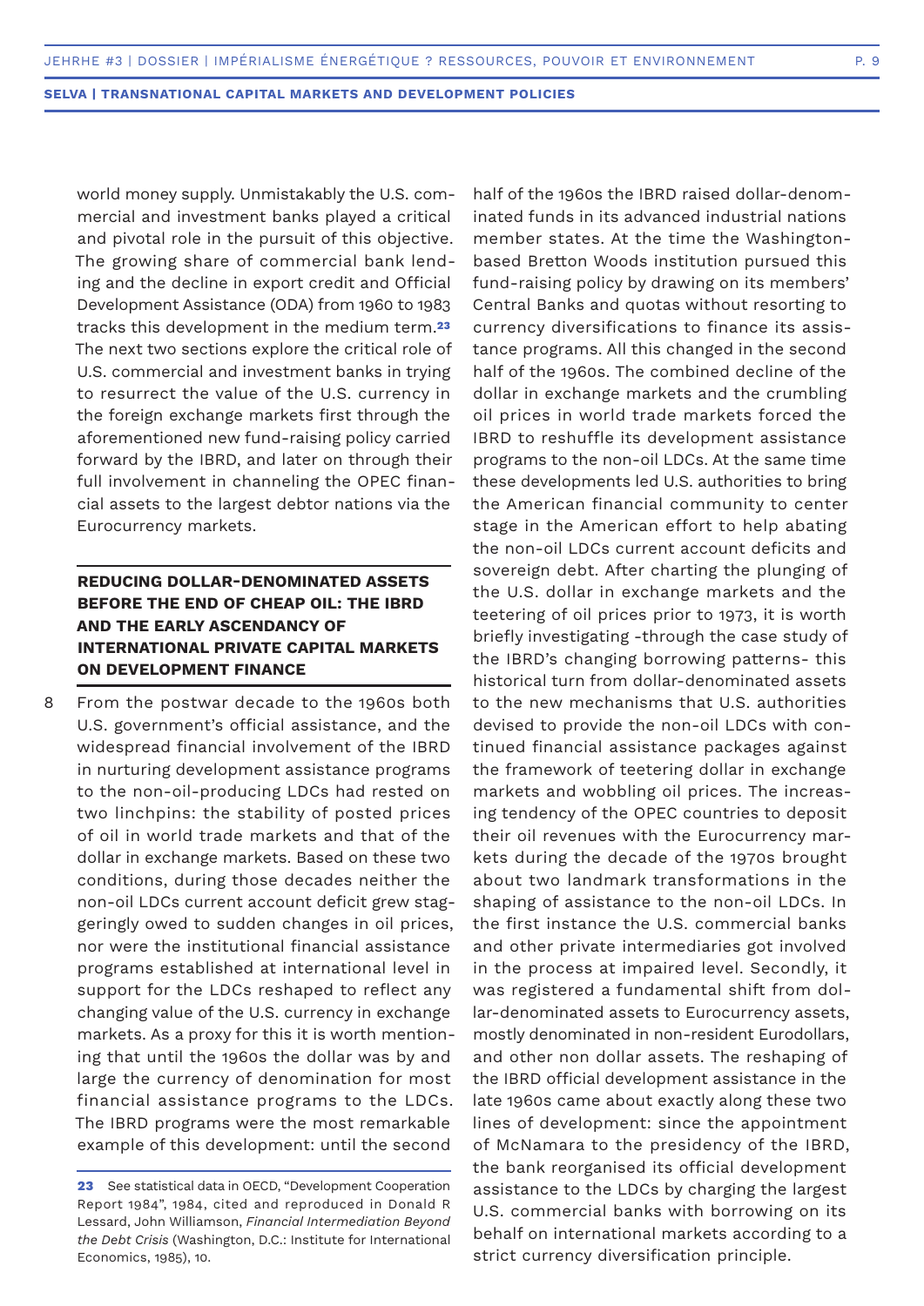world money supply. Unmistakably the U.S. commercial and investment banks played a critical and pivotal role in the pursuit of this objective. The growing share of commercial bank lending and the decline in export credit and Official Development Assistance (ODA) from 1960 to 1983 tracks this development in the medium term.[23] The next two sections explore the critical role of U.S. commercial and investment banks in trying to resurrect the value of the U.S. currency in the foreign exchange markets first through the aforementioned new fund-raising policy carried forward by the IBRD, and later on through their full involvement in channeling the OPEC financial assets to the largest debtor nations via the Eurocurrency markets.

## REDUCING DOLLAR-DENOMINATED ASSETS BEFORE THE END OF CHEAP OIL: THE IBRD AND THE EARLY ASCENDANCY OF INTERNATIONAL PRIVATE CAPITAL MARKETS ON DEVELOPMENT FINANCE

8 From the postwar decade to the 1960s both U.S. government's official assistance, and the widespread financial involvement of the IBRD in nurturing development assistance programs to the non-oil-producing LDCs had rested on two linchpins: the stability of posted prices of oil in world trade markets and that of the dollar in exchange markets. Based on these two conditions, during those decades neither the non-oil LDCs current account deficit grew staggeringly owed to sudden changes in oil prices, nor were the institutional financial assistance programs established at international level in support for the LDCs reshaped to reflect any changing value of the U.S. currency in exchange markets. As a proxy for this it is worth mentioning that until the 1960s the dollar was by and large the currency of denomination for most financial assistance programs to the LDCs. The IBRD programs were the most remarkable example of this development: until the second half of the 1960s the IBRD raised dollar-denominated funds in its advanced industrial nations member states. At the time the Washington-based Bretton Woods institution pursued this fund-raising policy by drawing on its members' Central Banks and quotas without resorting to currency diversifications to finance its assistance programs. All this changed in the second half of the 1960s. The combined decline of the dollar in exchange markets and the crumbling oil prices in world trade markets forced the IBRD to reshuffle its development assistance programs to the non-oil LDCs. At the same time these developments led U.S. authorities to bring the American financial community to center stage in the American effort to help abating the non-oil LDCs current account deficits and sovereign debt. After charting the plunging of the U.S. dollar in exchange markets and the teetering of oil prices prior to 1973, it is worth briefly investigating -through the case study of the IBRD's changing borrowing patterns- this historical turn from dollar-denominated assets to the new mechanisms that U.S. authorities devised to provide the non-oil LDCs with continued financial assistance packages against the framework of teetering dollar in exchange markets and wobbling oil prices. The increasing tendency of the OPEC countries to deposit their oil revenues with the Eurocurrency markets during the decade of the 1970s brought about two landmark transformations in the shaping of assistance to the non-oil LDCs. In the first instance the U.S. commercial banks and other private intermediaries got involved in the process at impaired level. Secondly, it was registered a fundamental shift from dollar-denominated assets to Eurocurrency assets, mostly denominated in non-resident Eurodollars, and other non dollar assets. The reshaping of the IBRD official development assistance in the late 1960s came about exactly along these two lines of development: since the appointment of McNamara to the presidency of the IBRD, the bank reorganised its official development assistance to the LDCs by charging the largest U.S. commercial banks with borrowing on its behalf on international markets according to a strict currency diversification principle.

---

**23** See statistical data in OECD, "Development Cooperation Report 1984", 1984, cited and reproduced in Donald R Lessard, John Williamson, *Financial Intermediation Beyond the Debt Crisis* (Washington, D.C.: Institute for International Economics, 1985), 10.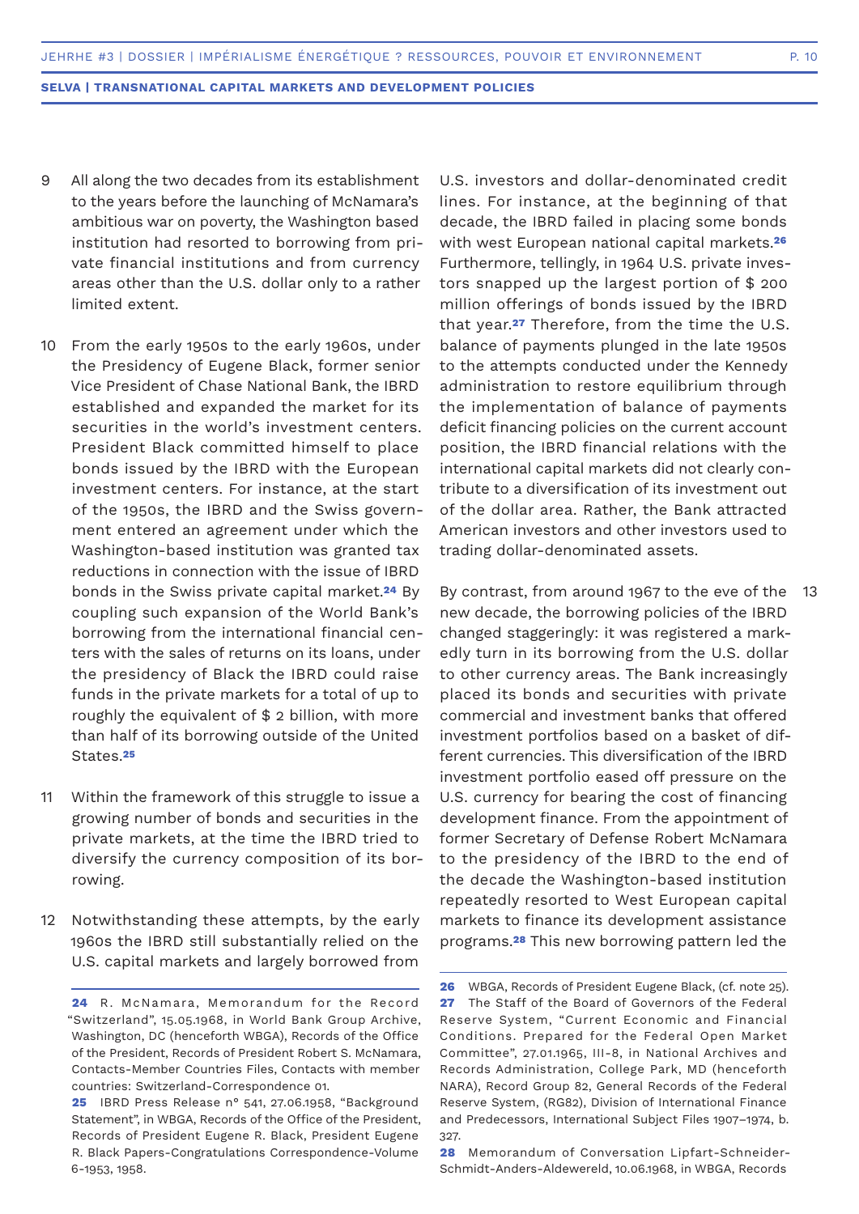9 All along the two decades from its establishment to the years before the launching of McNamara's ambitious war on poverty, the Washington based institution had resorted to borrowing from private financial institutions and from currency areas other than the U.S. dollar only to a rather limited extent.

10 From the early 1950s to the early 1960s, under the Presidency of Eugene Black, former senior Vice President of Chase National Bank, the IBRD established and expanded the market for its securities in the world's investment centers. President Black committed himself to place bonds issued by the IBRD with the European investment centers. For instance, at the start of the 1950s, the IBRD and the Swiss government entered an agreement under which the Washington-based institution was granted tax reductions in connection with the issue of IBRD bonds in the Swiss private capital market.[24] By coupling such expansion of the World Bank's borrowing from the international financial centers with the sales of returns on its loans, under the presidency of Black the IBRD could raise funds in the private markets for a total of up to roughly the equivalent of $ 2 billion, with more than half of its borrowing outside of the United States.[25]

11 Within the framework of this struggle to issue a growing number of bonds and securities in the private markets, at the time the IBRD tried to diversify the currency composition of its borrowing.

12 Notwithstanding these attempts, by the early 1960s the IBRD still substantially relied on the U.S. capital markets and largely borrowed from U.S. investors and dollar-denominated credit lines. For instance, at the beginning of that decade, the IBRD failed in placing some bonds with west European national capital markets.[26] Furthermore, tellingly, in 1964 U.S. private investors snapped up the largest portion of $ 200 million offerings of bonds issued by the IBRD that year.[27] Therefore, from the time the U.S. balance of payments plunged in the late 1950s to the attempts conducted under the Kennedy administration to restore equilibrium through the implementation of balance of payments deficit financing policies on the current account position, the IBRD financial relations with the international capital markets did not clearly contribute to a diversification of its investment out of the dollar area. Rather, the Bank attracted American investors and other investors used to trading dollar-denominated assets.

13 By contrast, from around 1967 to the eve of the new decade, the borrowing policies of the IBRD changed staggeringly: it was registered a markedly turn in its borrowing from the U.S. dollar to other currency areas. The Bank increasingly placed its bonds and securities with private commercial and investment banks that offered investment portfolios based on a basket of different currencies. This diversification of the IBRD investment portfolio eased off pressure on the U.S. currency for bearing the cost of financing development finance. From the appointment of former Secretary of Defense Robert McNamara to the presidency of the IBRD to the end of the decade the Washington-based institution repeatedly resorted to West European capital markets to finance its development assistance programs.[28] This new borrowing pattern led the

---

24 R. McNamara, Memorandum for the Record "Switzerland", 15.05.1968, in World Bank Group Archive, Washington, DC (henceforth WBGA), Records of the Office of the President, Records of President Robert S. McNamara, Contacts-Member Countries Files, Contacts with member countries: Switzerland-Correspondence 01.

25 IBRD Press Release n° 541, 27.06.1958, "Background Statement", in WBGA, Records of the Office of the President, Records of President Eugene R. Black, President Eugene R. Black Papers-Congratulations Correspondence-Volume 6-1953, 1958.

26 WBGA, Records of President Eugene Black, (cf. note 25).

27 The Staff of the Board of Governors of the Federal Reserve System, "Current Economic and Financial Conditions. Prepared for the Federal Open Market Committee", 27.01.1965, III-8, in National Archives and Records Administration, College Park, MD (henceforth NARA), Record Group 82, General Records of the Federal Reserve System, (RG82), Division of International Finance and Predecessors, International Subject Files 1907–1974, b. 327.

28 Memorandum of Conversation Lipfart-Schneider-Schmidt-Anders-Aldewereld, 10.06.1968, in WBGA, Records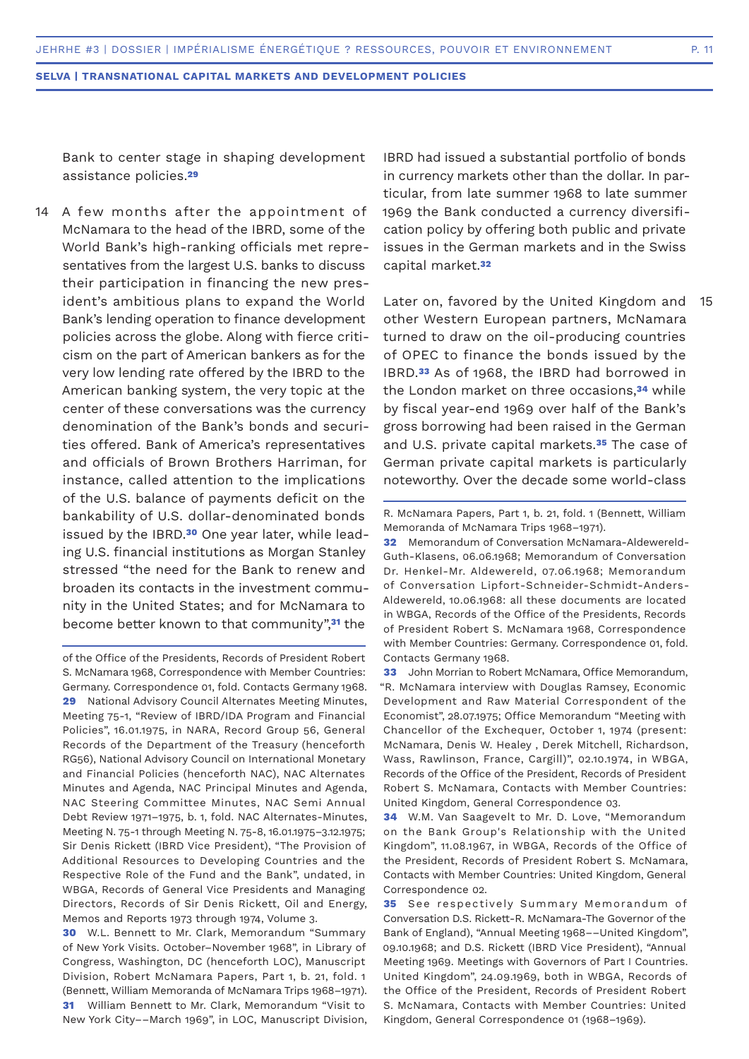Bank to center stage in shaping development assistance policies.[29]

14 A few months after the appointment of McNamara to the head of the IBRD, some of the World Bank's high-ranking officials met representatives from the largest U.S. banks to discuss their participation in financing the new president's ambitious plans to expand the World Bank's lending operation to finance development policies across the globe. Along with fierce criticism on the part of American bankers as for the very low lending rate offered by the IBRD to the American banking system, the very topic at the center of these conversations was the currency denomination of the Bank's bonds and securities offered. Bank of America's representatives and officials of Brown Brothers Harriman, for instance, called attention to the implications of the U.S. balance of payments deficit on the bankability of U.S. dollar-denominated bonds issued by the IBRD.[30] One year later, while leading U.S. financial institutions as Morgan Stanley stressed "the need for the Bank to renew and broaden its contacts in the investment community in the United States; and for McNamara to become better known to that community",[31] the IBRD had issued a substantial portfolio of bonds in currency markets other than the dollar. In particular, from late summer 1968 to late summer 1969 the Bank conducted a currency diversification policy by offering both public and private issues in the German markets and in the Swiss capital market.[32]

15 Later on, favored by the United Kingdom and other Western European partners, McNamara turned to draw on the oil-producing countries of OPEC to finance the bonds issued by the IBRD.[33] As of 1968, the IBRD had borrowed in the London market on three occasions,[34] while by fiscal year-end 1969 over half of the Bank's gross borrowing had been raised in the German and U.S. private capital markets.[35] The case of German private capital markets is particularly noteworthy. Over the decade some world-class

of the Office of the Presidents, Records of President Robert S. McNamara 1968, Correspondence with Member Countries: Germany. Correspondence 01, fold. Contacts Germany 1968.

**29** National Advisory Council Alternates Meeting Minutes, Meeting 75-1, "Review of IBRD/IDA Program and Financial Policies", 16.01.1975, in NARA, Record Group 56, General Records of the Department of the Treasury (henceforth RG56), National Advisory Council on International Monetary and Financial Policies (henceforth NAC), NAC Alternates Minutes and Agenda, NAC Principal Minutes and Agenda, NAC Steering Committee Minutes, NAC Semi Annual Debt Review 1971–1975, b. 1, fold. NAC Alternates-Minutes, Meeting N. 75-1 through Meeting N. 75-8, 16.01.1975–3.12.1975; Sir Denis Rickett (IBRD Vice President), "The Provision of Additional Resources to Developing Countries and the Respective Role of the Fund and the Bank", undated, in WBGA, Records of General Vice Presidents and Managing Directors, Records of Sir Denis Rickett, Oil and Energy, Memos and Reports 1973 through 1974, Volume 3.

**30** W.L. Bennett to Mr. Clark, Memorandum "Summary of New York Visits. October–November 1968", in Library of Congress, Washington, DC (henceforth LOC), Manuscript Division, Robert McNamara Papers, Part 1, b. 21, fold. 1 (Bennett, William Memoranda of McNamara Trips 1968–1971).

**31** William Bennett to Mr. Clark, Memorandum "Visit to New York City––March 1969", in LOC, Manuscript Division, R. McNamara Papers, Part 1, b. 21, fold. 1 (Bennett, William Memoranda of McNamara Trips 1968–1971).

**32** Memorandum of Conversation McNamara-Aldewereld-Guth-Klasens, 06.06.1968; Memorandum of Conversation Dr. Henkel-Mr. Aldewereld, 07.06.1968; Memorandum of Conversation Lipfort-Schneider-Schmidt-Anders-Aldewereld, 10.06.1968: all these documents are located in WBGA, Records of the Office of the Presidents, Records of President Robert S. McNamara 1968, Correspondence with Member Countries: Germany. Correspondence 01, fold. Contacts Germany 1968.

**33** John Morrian to Robert McNamara, Office Memorandum, "R. McNamara interview with Douglas Ramsey, Economic Development and Raw Material Correspondent of the Economist", 28.07.1975; Office Memorandum "Meeting with Chancellor of the Exchequer, October 1, 1974 (present: McNamara, Denis W. Healey , Derek Mitchell, Richardson, Wass, Rawlinson, France, Cargill)", 02.10.1974, in WBGA, Records of the Office of the President, Records of President Robert S. McNamara, Contacts with Member Countries: United Kingdom, General Correspondence 03.

**34** W.M. Van Saagevelt to Mr. D. Love, "Memorandum on the Bank Group's Relationship with the United Kingdom", 11.08.1967, in WBGA, Records of the Office of the President, Records of President Robert S. McNamara, Contacts with Member Countries: United Kingdom, General Correspondence 02.

**35** See respectively Summary Memorandum of Conversation D.S. Rickett-R. McNamara-The Governor of the Bank of England), "Annual Meeting 1968––United Kingdom", 09.10.1968; and D.S. Rickett (IBRD Vice President), "Annual Meeting 1969. Meetings with Governors of Part I Countries. United Kingdom", 24.09.1969, both in WBGA, Records of the Office of the President, Records of President Robert S. McNamara, Contacts with Member Countries: United Kingdom, General Correspondence 01 (1968–1969).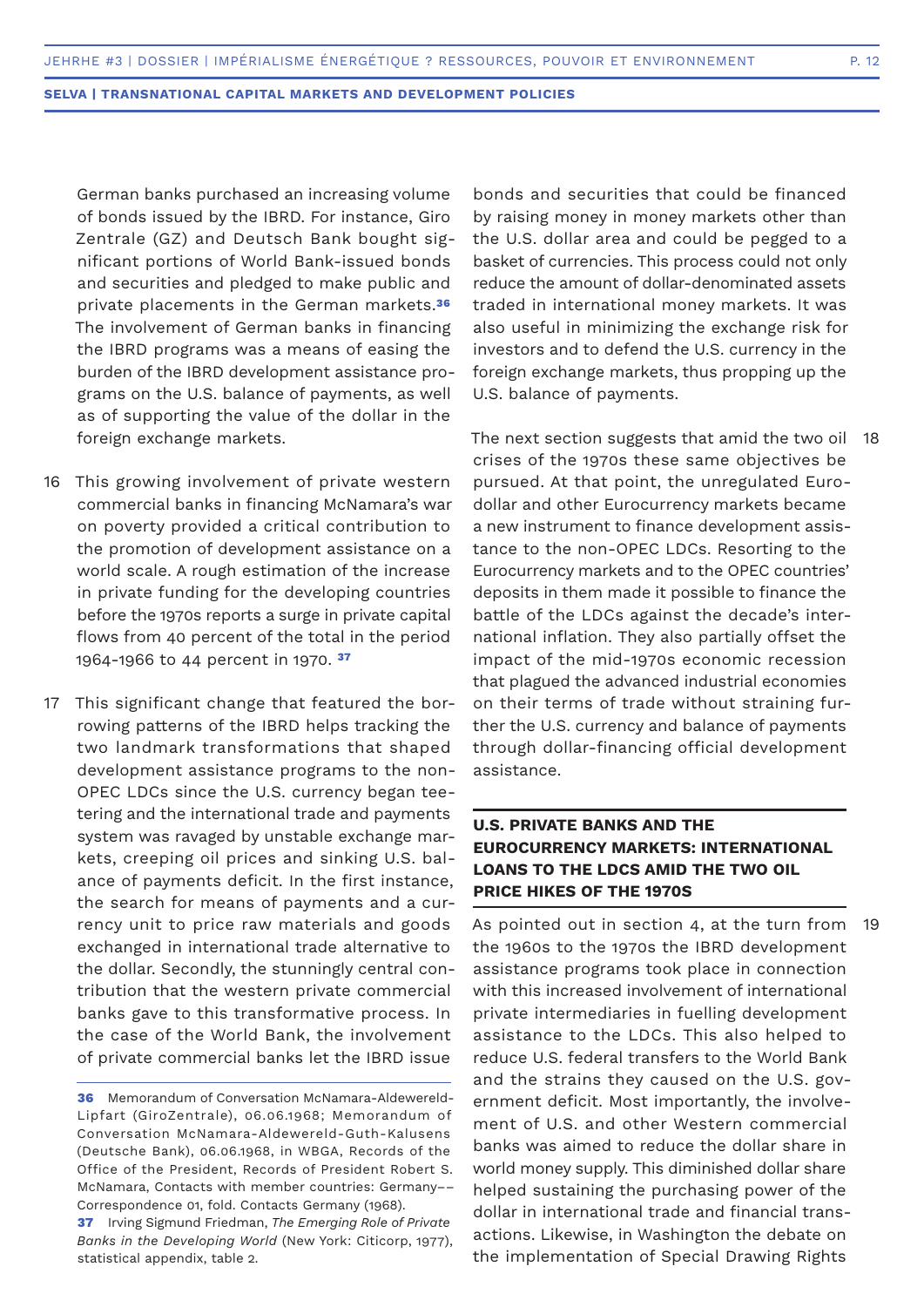German banks purchased an increasing volume of bonds issued by the IBRD. For instance, Giro Zentrale (GZ) and Deutsch Bank bought significant portions of World Bank-issued bonds and securities and pledged to make public and private placements in the German markets.[36] The involvement of German banks in financing the IBRD programs was a means of easing the burden of the IBRD development assistance programs on the U.S. balance of payments, as well as of supporting the value of the dollar in the foreign exchange markets.

16 This growing involvement of private western commercial banks in financing McNamara's war on poverty provided a critical contribution to the promotion of development assistance on a world scale. A rough estimation of the increase in private funding for the developing countries before the 1970s reports a surge in private capital flows from 40 percent of the total in the period 1964-1966 to 44 percent in 1970. [37]

17 This significant change that featured the borrowing patterns of the IBRD helps tracking the two landmark transformations that shaped development assistance programs to the non-OPEC LDCs since the U.S. currency began teetering and the international trade and payments system was ravaged by unstable exchange markets, creeping oil prices and sinking U.S. balance of payments deficit. In the first instance, the search for means of payments and a currency unit to price raw materials and goods exchanged in international trade alternative to the dollar. Secondly, the stunningly central contribution that the western private commercial banks gave to this transformative process. In the case of the World Bank, the involvement of private commercial banks let the IBRD issue bonds and securities that could be financed by raising money in money markets other than the U.S. dollar area and could be pegged to a basket of currencies. This process could not only reduce the amount of dollar-denominated assets traded in international money markets. It was also useful in minimizing the exchange risk for investors and to defend the U.S. currency in the foreign exchange markets, thus propping up the U.S. balance of payments.

18 The next section suggests that amid the two oil crises of the 1970s these same objectives be pursued. At that point, the unregulated Eurodollar and other Eurocurrency markets became a new instrument to finance development assistance to the non-OPEC LDCs. Resorting to the Eurocurrency markets and to the OPEC countries' deposits in them made it possible to finance the battle of the LDCs against the decade's international inflation. They also partially offset the impact of the mid-1970s economic recession that plagued the advanced industrial economies on their terms of trade without straining further the U.S. currency and balance of payments through dollar-financing official development assistance.

## U.S. PRIVATE BANKS AND THE EUROCURRENCY MARKETS: INTERNATIONAL LOANS TO THE LDCS AMID THE TWO OIL PRICE HIKES OF THE 1970S

19 As pointed out in section 4, at the turn from the 1960s to the 1970s the IBRD development assistance programs took place in connection with this increased involvement of international private intermediaries in fuelling development assistance to the LDCs. This also helped to reduce U.S. federal transfers to the World Bank and the strains they caused on the U.S. government deficit. Most importantly, the involvement of U.S. and other Western commercial banks was aimed to reduce the dollar share in world money supply. This diminished dollar share helped sustaining the purchasing power of the dollar in international trade and financial transactions. Likewise, in Washington the debate on the implementation of Special Drawing Rights

---

**36** Memorandum of Conversation McNamara-Aldewereld-Lipfart (GiroZentrale), 06.06.1968; Memorandum of Conversation McNamara-Aldewereld-Guth-Kalusens (Deutsche Bank), 06.06.1968, in WBGA, Records of the Office of the President, Records of President Robert S. McNamara, Contacts with member countries: Germany–– Correspondence 01, fold. Contacts Germany (1968).

**37** Irving Sigmund Friedman, *The Emerging Role of Private Banks in the Developing World* (New York: Citicorp, 1977), statistical appendix, table 2.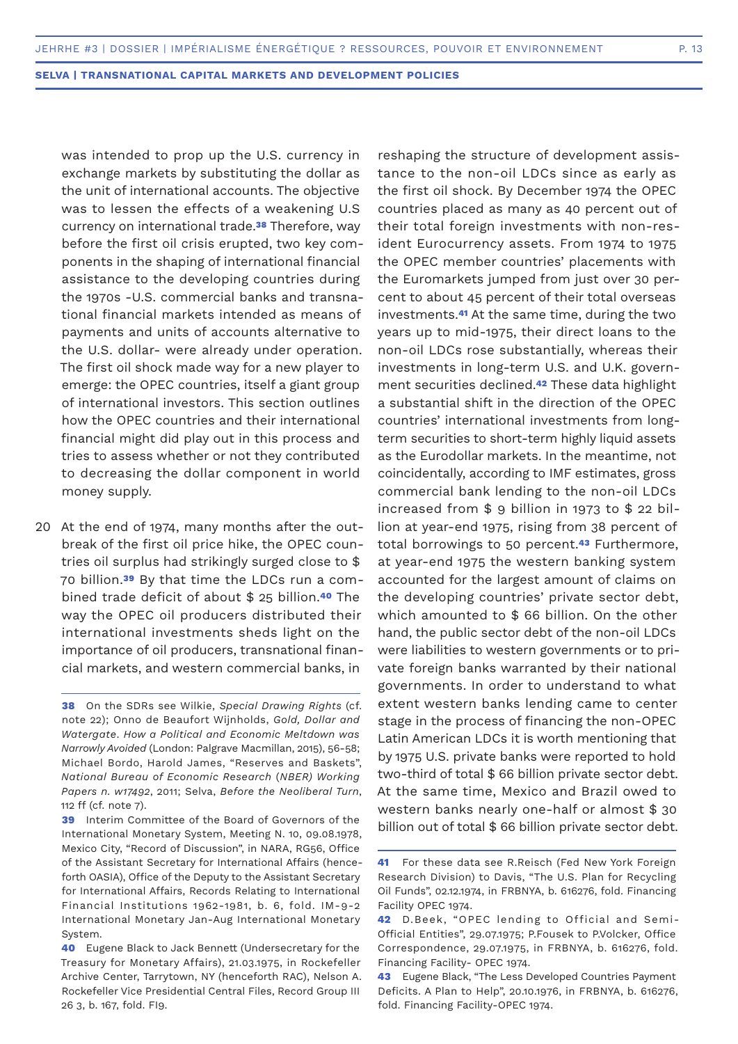was intended to prop up the U.S. currency in exchange markets by substituting the dollar as the unit of international accounts. The objective was to lessen the effects of a weakening U.S currency on international trade.[38] Therefore, way before the first oil crisis erupted, two key components in the shaping of international financial assistance to the developing countries during the 1970s -U.S. commercial banks and transnational financial markets intended as means of payments and units of accounts alternative to the U.S. dollar- were already under operation. The first oil shock made way for a new player to emerge: the OPEC countries, itself a giant group of international investors. This section outlines how the OPEC countries and their international financial might did play out in this process and tries to assess whether or not they contributed to decreasing the dollar component in world money supply.

20 At the end of 1974, many months after the outbreak of the first oil price hike, the OPEC countries oil surplus had strikingly surged close to $ 70 billion.[39] By that time the LDCs run a combined trade deficit of about $ 25 billion.[40] The way the OPEC oil producers distributed their international investments sheds light on the importance of oil producers, transnational financial markets, and western commercial banks, in reshaping the structure of development assistance to the non-oil LDCs since as early as the first oil shock. By December 1974 the OPEC countries placed as many as 40 percent out of their total foreign investments with non-resident Eurocurrency assets. From 1974 to 1975 the OPEC member countries' placements with the Euromarkets jumped from just over 30 percent to about 45 percent of their total overseas investments.[41] At the same time, during the two years up to mid-1975, their direct loans to the non-oil LDCs rose substantially, whereas their investments in long-term U.S. and U.K. government securities declined.[42] These data highlight a substantial shift in the direction of the OPEC countries' international investments from long-term securities to short-term highly liquid assets as the Eurodollar markets. In the meantime, not coincidentally, according to IMF estimates, gross commercial bank lending to the non-oil LDCs increased from $ 9 billion in 1973 to $ 22 billion at year-end 1975, rising from 38 percent of total borrowings to 50 percent.[43] Furthermore, at year-end 1975 the western banking system accounted for the largest amount of claims on the developing countries' private sector debt, which amounted to $ 66 billion. On the other hand, the public sector debt of the non-oil LDCs were liabilities to western governments or to private foreign banks warranted by their national governments. In order to understand to what extent western banks lending came to center stage in the process of financing the non-OPEC Latin American LDCs it is worth mentioning that by 1975 U.S. private banks were reported to hold two-third of total $ 66 billion private sector debt. At the same time, Mexico and Brazil owed to western banks nearly one-half or almost $ 30 billion out of total $ 66 billion private sector debt.

---

**38** On the SDRs see Wilkie, *Special Drawing Rights* (cf. note 22); Onno de Beaufort Wijnholds, *Gold, Dollar and Watergate. How a Political and Economic Meltdown was Narrowly Avoided* (London: Palgrave Macmillan, 2015), 56-58; Michael Bordo, Harold James, "Reserves and Baskets", *National Bureau of Economic Research* (*NBER*) *Working Papers n. w17492*, 2011; Selva, *Before the Neoliberal Turn*, 112 ff (cf. note 7).

**39** Interim Committee of the Board of Governors of the International Monetary System, Meeting N. 10, 09.08.1978, Mexico City, "Record of Discussion", in NARA, RG56, Office of the Assistant Secretary for International Affairs (henceforth OASIA), Office of the Deputy to the Assistant Secretary for International Affairs, Records Relating to International Financial Institutions 1962-1981, b. 6, fold. IM-9-2 International Monetary Jan-Aug International Monetary System.

**40** Eugene Black to Jack Bennett (Undersecretary for the Treasury for Monetary Affairs), 21.03.1975, in Rockefeller Archive Center, Tarrytown, NY (henceforth RAC), Nelson A. Rockefeller Vice Presidential Central Files, Record Group III 26 3, b. 167, fold. FI9.

**41** For these data see R.Reisch (Fed New York Foreign Research Division) to Davis, "The U.S. Plan for Recycling Oil Funds", 02.12.1974, in FRBNYA, b. 616276, fold. Financing Facility OPEC 1974.

**42** D.Beek, "OPEC lending to Official and Semi-Official Entities", 29.07.1975; P.Fousek to P.Volcker, Office Correspondence, 29.07.1975, in FRBNYA, b. 616276, fold. Financing Facility- OPEC 1974.

**43** Eugene Black, "The Less Developed Countries Payment Deficits. A Plan to Help", 20.10.1976, in FRBNYA, b. 616276, fold. Financing Facility-OPEC 1974.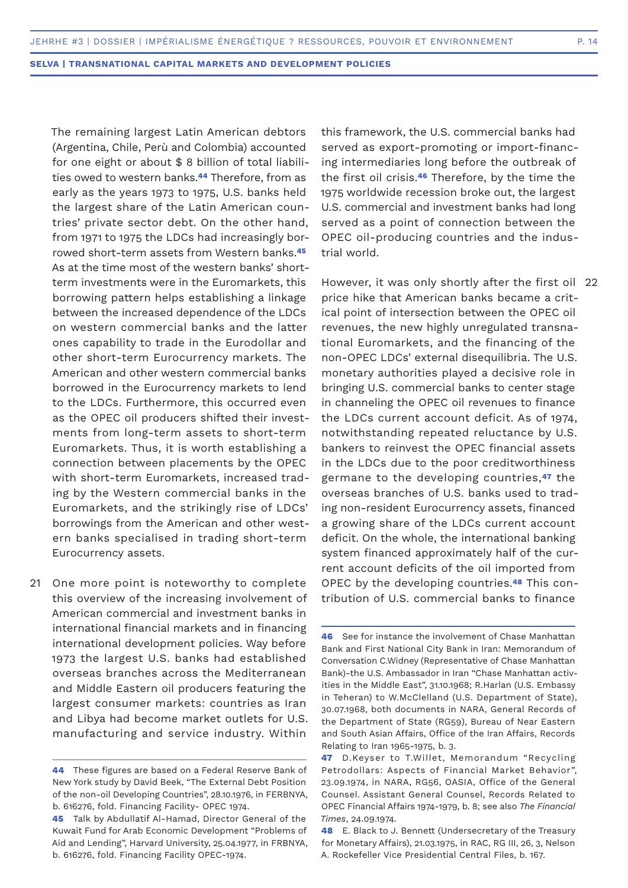The remaining largest Latin American debtors (Argentina, Chile, Perù and Colombia) accounted for one eight or about $ 8 billion of total liabilities owed to western banks.[44] Therefore, from as early as the years 1973 to 1975, U.S. banks held the largest share of the Latin American countries' private sector debt. On the other hand, from 1971 to 1975 the LDCs had increasingly borrowed short-term assets from Western banks.[45] As at the time most of the western banks' short-term investments were in the Euromarkets, this borrowing pattern helps establishing a linkage between the increased dependence of the LDCs on western commercial banks and the latter ones capability to trade in the Eurodollar and other short-term Eurocurrency markets. The American and other western commercial banks borrowed in the Eurocurrency markets to lend to the LDCs. Furthermore, this occurred even as the OPEC oil producers shifted their investments from long-term assets to short-term Euromarkets. Thus, it is worth establishing a connection between placements by the OPEC with short-term Euromarkets, increased trading by the Western commercial banks in the Euromarkets, and the strikingly rise of LDCs' borrowings from the American and other western banks specialised in trading short-term Eurocurrency assets.

21 One more point is noteworthy to complete this overview of the increasing involvement of American commercial and investment banks in international financial markets and in financing international development policies. Way before 1973 the largest U.S. banks had established overseas branches across the Mediterranean and Middle Eastern oil producers featuring the largest consumer markets: countries as Iran and Libya had become market outlets for U.S. manufacturing and service industry. Within this framework, the U.S. commercial banks had served as export-promoting or import-financing intermediaries long before the outbreak of the first oil crisis.[46] Therefore, by the time the 1975 worldwide recession broke out, the largest U.S. commercial and investment banks had long served as a point of connection between the OPEC oil-producing countries and the industrial world.

22 However, it was only shortly after the first oil price hike that American banks became a critical point of intersection between the OPEC oil revenues, the new highly unregulated transnational Euromarkets, and the financing of the non-OPEC LDCs' external disequilibria. The U.S. monetary authorities played a decisive role in bringing U.S. commercial banks to center stage in channeling the OPEC oil revenues to finance the LDCs current account deficit. As of 1974, notwithstanding repeated reluctance by U.S. bankers to reinvest the OPEC financial assets in the LDCs due to the poor creditworthiness germane to the developing countries,[47] the overseas branches of U.S. banks used to trading non-resident Eurocurrency assets, financed a growing share of the LDCs current account deficit. On the whole, the international banking system financed approximately half of the current account deficits of the oil imported from OPEC by the developing countries.[48] This contribution of U.S. commercial banks to finance

---

**44** These figures are based on a Federal Reserve Bank of New York study by David Beek, "The External Debt Position of the non-oil Developing Countries", 28.10.1976, in FERBNYA, b. 616276, fold. Financing Facility- OPEC 1974.

**45** Talk by Abdullatif Al-Hamad, Director General of the Kuwait Fund for Arab Economic Development "Problems of Aid and Lending", Harvard University, 25.04.1977, in FRBNYA, b. 616276, fold. Financing Facility OPEC-1974.

**46** See for instance the involvement of Chase Manhattan Bank and First National City Bank in Iran: Memorandum of Conversation C.Widney (Representative of Chase Manhattan Bank)-the U.S. Ambassador in Iran "Chase Manhattan activities in the Middle East", 31.10.1968; R.Harlan (U.S. Embassy in Teheran) to W.McClelland (U.S. Department of State), 30.07.1968, both documents in NARA, General Records of the Department of State (RG59), Bureau of Near Eastern and South Asian Affairs, Office of the Iran Affairs, Records Relating to Iran 1965-1975, b. 3.

**47** D.Keyser to T.Willet, Memorandum "Recycling Petrodollars: Aspects of Financial Market Behavior", 23.09.1974, in NARA, RG56, OASIA, Office of the General Counsel. Assistant General Counsel, Records Related to OPEC Financial Affairs 1974-1979, b. 8; see also *The Financial Times*, 24.09.1974.

**48** E. Black to J. Bennett (Undersecretary of the Treasury for Monetary Affairs), 21.03.1975, in RAC, RG III, 26, 3, Nelson A. Rockefeller Vice Presidential Central Files, b. 167.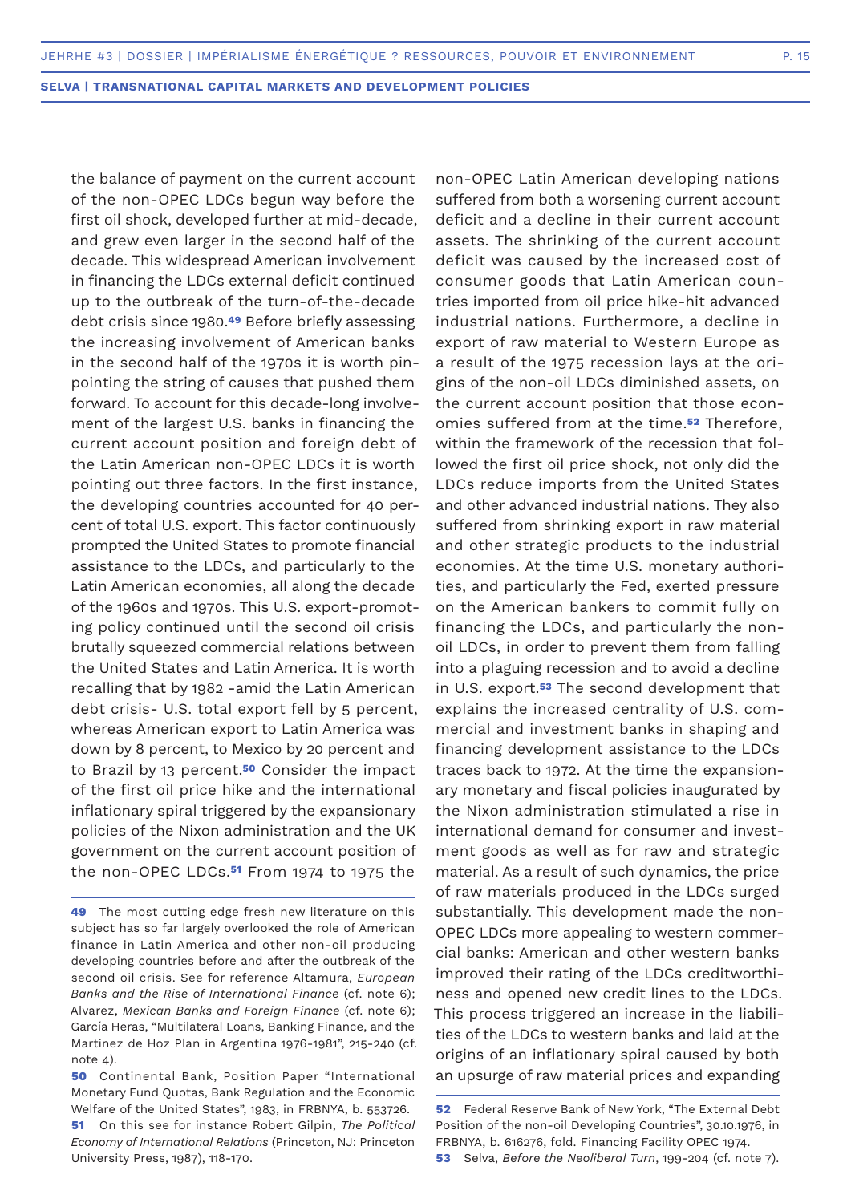the balance of payment on the current account of the non-OPEC LDCs begun way before the first oil shock, developed further at mid-decade, and grew even larger in the second half of the decade. This widespread American involvement in financing the LDCs external deficit continued up to the outbreak of the turn-of-the-decade debt crisis since 1980.[49] Before briefly assessing the increasing involvement of American banks in the second half of the 1970s it is worth pinpointing the string of causes that pushed them forward. To account for this decade-long involvement of the largest U.S. banks in financing the current account position and foreign debt of the Latin American non-OPEC LDCs it is worth pointing out three factors. In the first instance, the developing countries accounted for 40 percent of total U.S. export. This factor continuously prompted the United States to promote financial assistance to the LDCs, and particularly to the Latin American economies, all along the decade of the 1960s and 1970s. This U.S. export-promoting policy continued until the second oil crisis brutally squeezed commercial relations between the United States and Latin America. It is worth recalling that by 1982 -amid the Latin American debt crisis- U.S. total export fell by 5 percent, whereas American export to Latin America was down by 8 percent, to Mexico by 20 percent and to Brazil by 13 percent.[50] Consider the impact of the first oil price hike and the international inflationary spiral triggered by the expansionary policies of the Nixon administration and the UK government on the current account position of the non-OPEC LDCs.[51] From 1974 to 1975 the non-OPEC Latin American developing nations suffered from both a worsening current account deficit and a decline in their current account assets. The shrinking of the current account deficit was caused by the increased cost of consumer goods that Latin American countries imported from oil price hike-hit advanced industrial nations. Furthermore, a decline in export of raw material to Western Europe as a result of the 1975 recession lays at the origins of the non-oil LDCs diminished assets, on the current account position that those economies suffered from at the time.[52] Therefore, within the framework of the recession that followed the first oil price shock, not only did the LDCs reduce imports from the United States and other advanced industrial nations. They also suffered from shrinking export in raw material and other strategic products to the industrial economies. At the time U.S. monetary authorities, and particularly the Fed, exerted pressure on the American bankers to commit fully on financing the LDCs, and particularly the non-oil LDCs, in order to prevent them from falling into a plaguing recession and to avoid a decline in U.S. export.[53] The second development that explains the increased centrality of U.S. commercial and investment banks in shaping and financing development assistance to the LDCs traces back to 1972. At the time the expansionary monetary and fiscal policies inaugurated by the Nixon administration stimulated a rise in international demand for consumer and investment goods as well as for raw and strategic material. As a result of such dynamics, the price of raw materials produced in the LDCs surged substantially. This development made the non-OPEC LDCs more appealing to western commercial banks: American and other western banks improved their rating of the LDCs creditworthiness and opened new credit lines to the LDCs. This process triggered an increase in the liabilities of the LDCs to western banks and laid at the origins of an inflationary spiral caused by both an upsurge of raw material prices and expanding

---

**49** The most cutting edge fresh new literature on this subject has so far largely overlooked the role of American finance in Latin America and other non-oil producing developing countries before and after the outbreak of the second oil crisis. See for reference Altamura, *European Banks and the Rise of International Finance* (cf. note 6); Alvarez, *Mexican Banks and Foreign Finance* (cf. note 6); García Heras, "Multilateral Loans, Banking Finance, and the Martinez de Hoz Plan in Argentina 1976-1981", 215-240 (cf. note 4).

**50** Continental Bank, Position Paper "International Monetary Fund Quotas, Bank Regulation and the Economic Welfare of the United States", 1983, in FRBNYA, b. 553726.

**51** On this see for instance Robert Gilpin, *The Political Economy of International Relations* (Princeton, NJ: Princeton University Press, 1987), 118-170.

**52** Federal Reserve Bank of New York, "The External Debt Position of the non-oil Developing Countries", 30.10.1976, in FRBNYA, b. 616276, fold. Financing Facility OPEC 1974.

**53** Selva, *Before the Neoliberal Turn*, 199-204 (cf. note 7).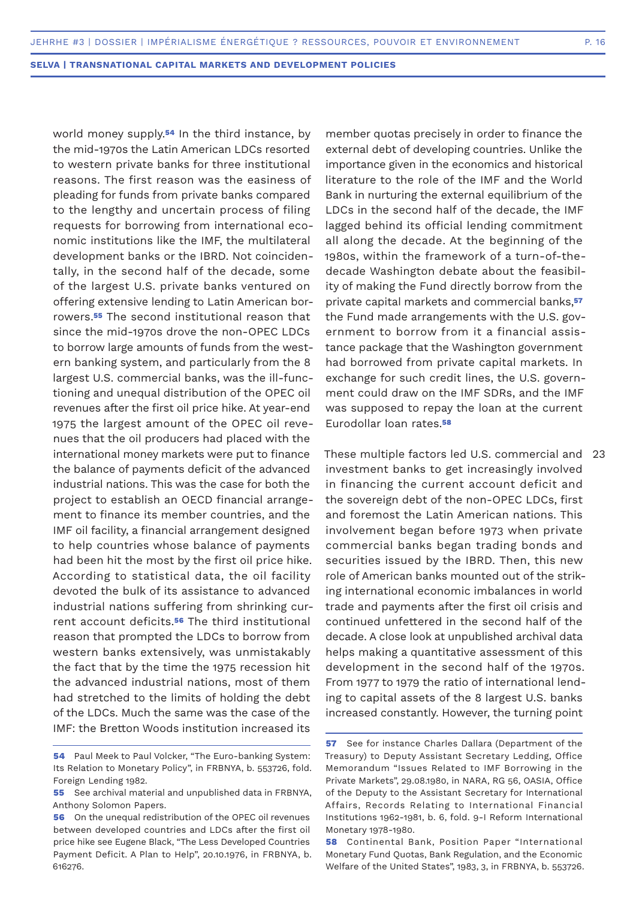world money supply.[54] In the third instance, by the mid-1970s the Latin American LDCs resorted to western private banks for three institutional reasons. The first reason was the easiness of pleading for funds from private banks compared to the lengthy and uncertain process of filing requests for borrowing from international economic institutions like the IMF, the multilateral development banks or the IBRD. Not coincidentally, in the second half of the decade, some of the largest U.S. private banks ventured on offering extensive lending to Latin American borrowers.[55] The second institutional reason that since the mid-1970s drove the non-OPEC LDCs to borrow large amounts of funds from the western banking system, and particularly from the 8 largest U.S. commercial banks, was the ill-functioning and unequal distribution of the OPEC oil revenues after the first oil price hike. At year-end 1975 the largest amount of the OPEC oil revenues that the oil producers had placed with the international money markets were put to finance the balance of payments deficit of the advanced industrial nations. This was the case for both the project to establish an OECD financial arrangement to finance its member countries, and the IMF oil facility, a financial arrangement designed to help countries whose balance of payments had been hit the most by the first oil price hike. According to statistical data, the oil facility devoted the bulk of its assistance to advanced industrial nations suffering from shrinking current account deficits.[56] The third institutional reason that prompted the LDCs to borrow from western banks extensively, was unmistakably the fact that by the time the 1975 recession hit the advanced industrial nations, most of them had stretched to the limits of holding the debt of the LDCs. Much the same was the case of the IMF: the Bretton Woods institution increased its member quotas precisely in order to finance the external debt of developing countries. Unlike the importance given in the economics and historical literature to the role of the IMF and the World Bank in nurturing the external equilibrium of the LDCs in the second half of the decade, the IMF lagged behind its official lending commitment all along the decade. At the beginning of the 1980s, within the framework of a turn-of-the-decade Washington debate about the feasibility of making the Fund directly borrow from the private capital markets and commercial banks,[57] the Fund made arrangements with the U.S. government to borrow from it a financial assistance package that the Washington government had borrowed from private capital markets. In exchange for such credit lines, the U.S. government could draw on the IMF SDRs, and the IMF was supposed to repay the loan at the current Eurodollar loan rates.[58]

23 These multiple factors led U.S. commercial and investment banks to get increasingly involved in financing the current account deficit and the sovereign debt of the non-OPEC LDCs, first and foremost the Latin American nations. This involvement began before 1973 when private commercial banks began trading bonds and securities issued by the IBRD. Then, this new role of American banks mounted out of the striking international economic imbalances in world trade and payments after the first oil crisis and continued unfettered in the second half of the decade. A close look at unpublished archival data helps making a quantitative assessment of this development in the second half of the 1970s. From 1977 to 1979 the ratio of international lending to capital assets of the 8 largest U.S. banks increased constantly. However, the turning point

**54** Paul Meek to Paul Volcker, "The Euro-banking System: Its Relation to Monetary Policy", in FRBNYA, b. 553726, fold. Foreign Lending 1982.

**55** See archival material and unpublished data in FRBNYA, Anthony Solomon Papers.

**56** On the unequal redistribution of the OPEC oil revenues between developed countries and LDCs after the first oil price hike see Eugene Black, "The Less Developed Countries Payment Deficit. A Plan to Help", 20.10.1976, in FRBNYA, b. 616276.

**57** See for instance Charles Dallara (Department of the Treasury) to Deputy Assistant Secretary Ledding, Office Memorandum "Issues Related to IMF Borrowing in the Private Markets", 29.08.1980, in NARA, RG 56, OASIA, Office of the Deputy to the Assistant Secretary for International Affairs, Records Relating to International Financial Institutions 1962-1981, b. 6, fold. 9-I Reform International Monetary 1978-1980.

**58** Continental Bank, Position Paper "International Monetary Fund Quotas, Bank Regulation, and the Economic Welfare of the United States", 1983, 3, in FRBNYA, b. 553726.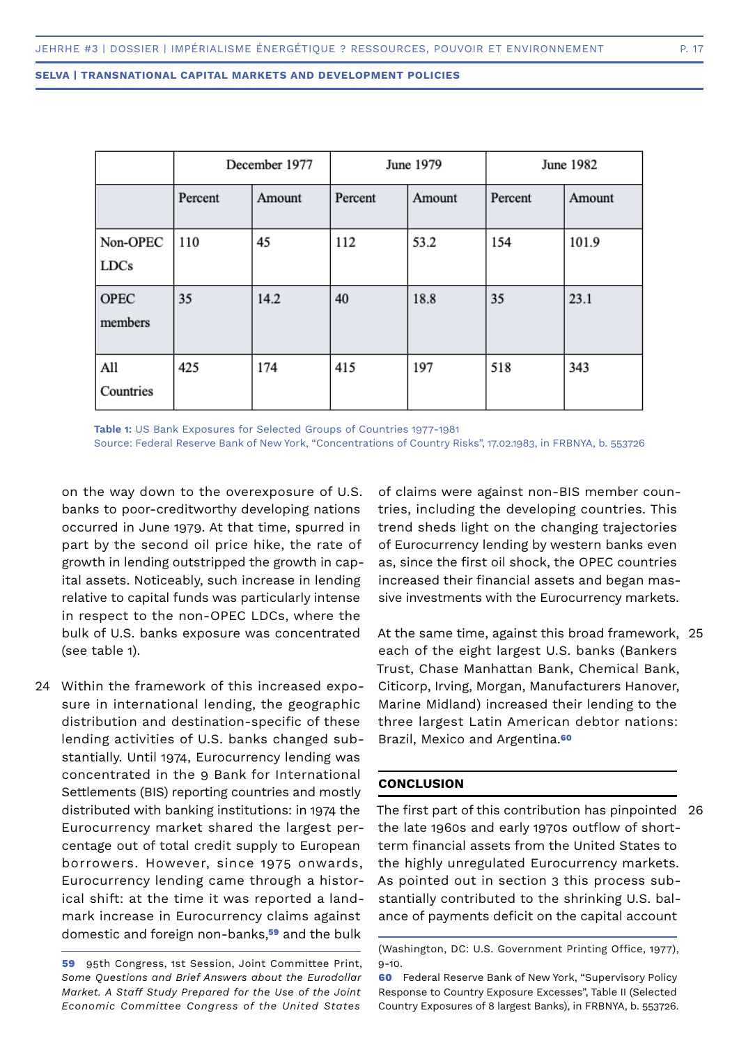| | December 1977 | | June 1979 | | June 1982 | |
|---|---|---|---|---|---|---|
| | Percent | Amount | Percent | Amount | Percent | Amount |
| Non-OPEC LDCs | 110 | 45 | 112 | 53.2 | 154 | 101.9 |
| OPEC members | 35 | 14.2 | 40 | 18.8 | 35 | 23.1 |
| All Countries | 425 | 174 | 415 | 197 | 518 | 343 |

**Table 1:** US Bank Exposures for Selected Groups of Countries 1977-1981
Source: Federal Reserve Bank of New York, "Concentrations of Country Risks", 17.02.1983, in FRBNYA, b. 553726

on the way down to the overexposure of U.S. banks to poor-creditworthy developing nations occurred in June 1979. At that time, spurred in part by the second oil price hike, the rate of growth in lending outstripped the growth in capital assets. Noticeably, such increase in lending relative to capital funds was particularly intense in respect to the non-OPEC LDCs, where the bulk of U.S. banks exposure was concentrated (see table 1).

24 Within the framework of this increased exposure in international lending, the geographic distribution and destination-specific of these lending activities of U.S. banks changed substantially. Until 1974, Eurocurrency lending was concentrated in the 9 Bank for International Settlements (BIS) reporting countries and mostly distributed with banking institutions: in 1974 the Eurocurrency market shared the largest percentage out of total credit supply to European borrowers. However, since 1975 onwards, Eurocurrency lending came through a historical shift: at the time it was reported a landmark increase in Eurocurrency claims against domestic and foreign non-banks,[59] and the bulk of claims were against non-BIS member countries, including the developing countries. This trend sheds light on the changing trajectories of Eurocurrency lending by western banks even as, since the first oil shock, the OPEC countries increased their financial assets and began massive investments with the Eurocurrency markets.

25 At the same time, against this broad framework, each of the eight largest U.S. banks (Bankers Trust, Chase Manhattan Bank, Chemical Bank, Citicorp, Irving, Morgan, Manufacturers Hanover, Marine Midland) increased their lending to the three largest Latin American debtor nations: Brazil, Mexico and Argentina.[60]

## CONCLUSION

26 The first part of this contribution has pinpointed the late 1960s and early 1970s outflow of short-term financial assets from the United States to the highly unregulated Eurocurrency markets. As pointed out in section 3 this process substantially contributed to the shrinking U.S. balance of payments deficit on the capital account

---

**59** 95th Congress, 1st Session, Joint Committee Print, *Some Questions and Brief Answers about the Eurodollar Market. A Staff Study Prepared for the Use of the Joint Economic Committee Congress of the United States* (Washington, DC: U.S. Government Printing Office, 1977), 9-10.

**60** Federal Reserve Bank of New York, "Supervisory Policy Response to Country Exposure Excesses", Table II (Selected Country Exposures of 8 largest Banks), in FRBNYA, b. 553726.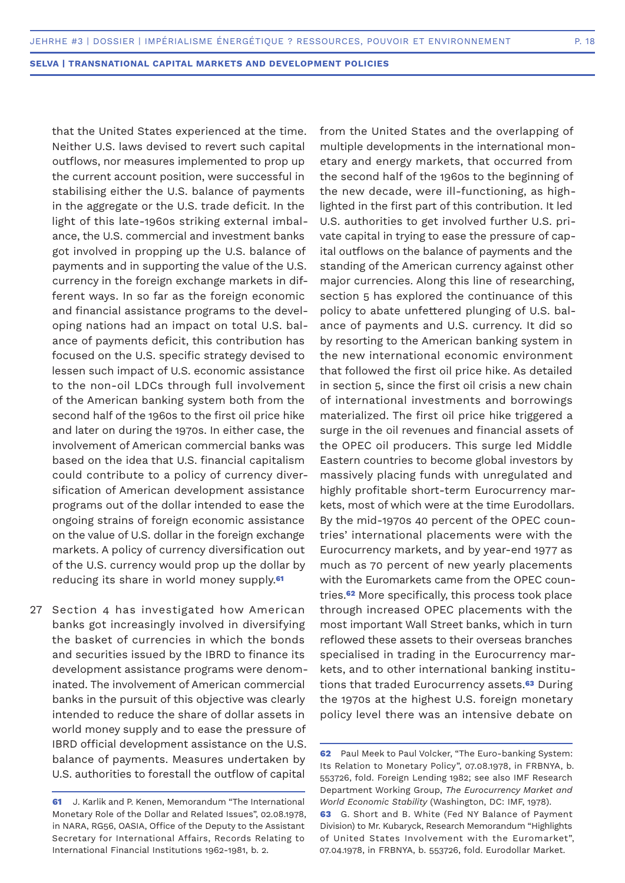that the United States experienced at the time. Neither U.S. laws devised to revert such capital outflows, nor measures implemented to prop up the current account position, were successful in stabilising either the U.S. balance of payments in the aggregate or the U.S. trade deficit. In the light of this late-1960s striking external imbalance, the U.S. commercial and investment banks got involved in propping up the U.S. balance of payments and in supporting the value of the U.S. currency in the foreign exchange markets in different ways. In so far as the foreign economic and financial assistance programs to the developing nations had an impact on total U.S. balance of payments deficit, this contribution has focused on the U.S. specific strategy devised to lessen such impact of U.S. economic assistance to the non-oil LDCs through full involvement of the American banking system both from the second half of the 1960s to the first oil price hike and later on during the 1970s. In either case, the involvement of American commercial banks was based on the idea that U.S. financial capitalism could contribute to a policy of currency diversification of American development assistance programs out of the dollar intended to ease the ongoing strains of foreign economic assistance on the value of U.S. dollar in the foreign exchange markets. A policy of currency diversification out of the U.S. currency would prop up the dollar by reducing its share in world money supply.[61]

27 Section 4 has investigated how American banks got increasingly involved in diversifying the basket of currencies in which the bonds and securities issued by the IBRD to finance its development assistance programs were denominated. The involvement of American commercial banks in the pursuit of this objective was clearly intended to reduce the share of dollar assets in world money supply and to ease the pressure of IBRD official development assistance on the U.S. balance of payments. Measures undertaken by U.S. authorities to forestall the outflow of capital from the United States and the overlapping of multiple developments in the international monetary and energy markets, that occurred from the second half of the 1960s to the beginning of the new decade, were ill-functioning, as highlighted in the first part of this contribution. It led U.S. authorities to get involved further U.S. private capital in trying to ease the pressure of capital outflows on the balance of payments and the standing of the American currency against other major currencies. Along this line of researching, section 5 has explored the continuance of this policy to abate unfettered plunging of U.S. balance of payments and U.S. currency. It did so by resorting to the American banking system in the new international economic environment that followed the first oil price hike. As detailed in section 5, since the first oil crisis a new chain of international investments and borrowings materialized. The first oil price hike triggered a surge in the oil revenues and financial assets of the OPEC oil producers. This surge led Middle Eastern countries to become global investors by massively placing funds with unregulated and highly profitable short-term Eurocurrency markets, most of which were at the time Eurodollars. By the mid-1970s 40 percent of the OPEC countries' international placements were with the Eurocurrency markets, and by year-end 1977 as much as 70 percent of new yearly placements with the Euromarkets came from the OPEC countries.[62] More specifically, this process took place through increased OPEC placements with the most important Wall Street banks, which in turn reflowed these assets to their overseas branches specialised in trading in the Eurocurrency markets, and to other international banking institutions that traded Eurocurrency assets.[63] During the 1970s at the highest U.S. foreign monetary policy level there was an intensive debate on

---

61 J. Karlik and P. Kenen, Memorandum "The International Monetary Role of the Dollar and Related Issues", 02.08.1978, in NARA, RG56, OASIA, Office of the Deputy to the Assistant Secretary for International Affairs, Records Relating to International Financial Institutions 1962-1981, b. 2.

62 Paul Meek to Paul Volcker, "The Euro-banking System: Its Relation to Monetary Policy", 07.08.1978, in FRBNYA, b. 553726, fold. Foreign Lending 1982; see also IMF Research Department Working Group, *The Eurocurrency Market and World Economic Stability* (Washington, DC: IMF, 1978).

63 G. Short and B. White (Fed NY Balance of Payment Division) to Mr. Kubaryck, Research Memorandum "Highlights of United States Involvement with the Euromarket", 07.04.1978, in FRBNYA, b. 553726, fold. Eurodollar Market.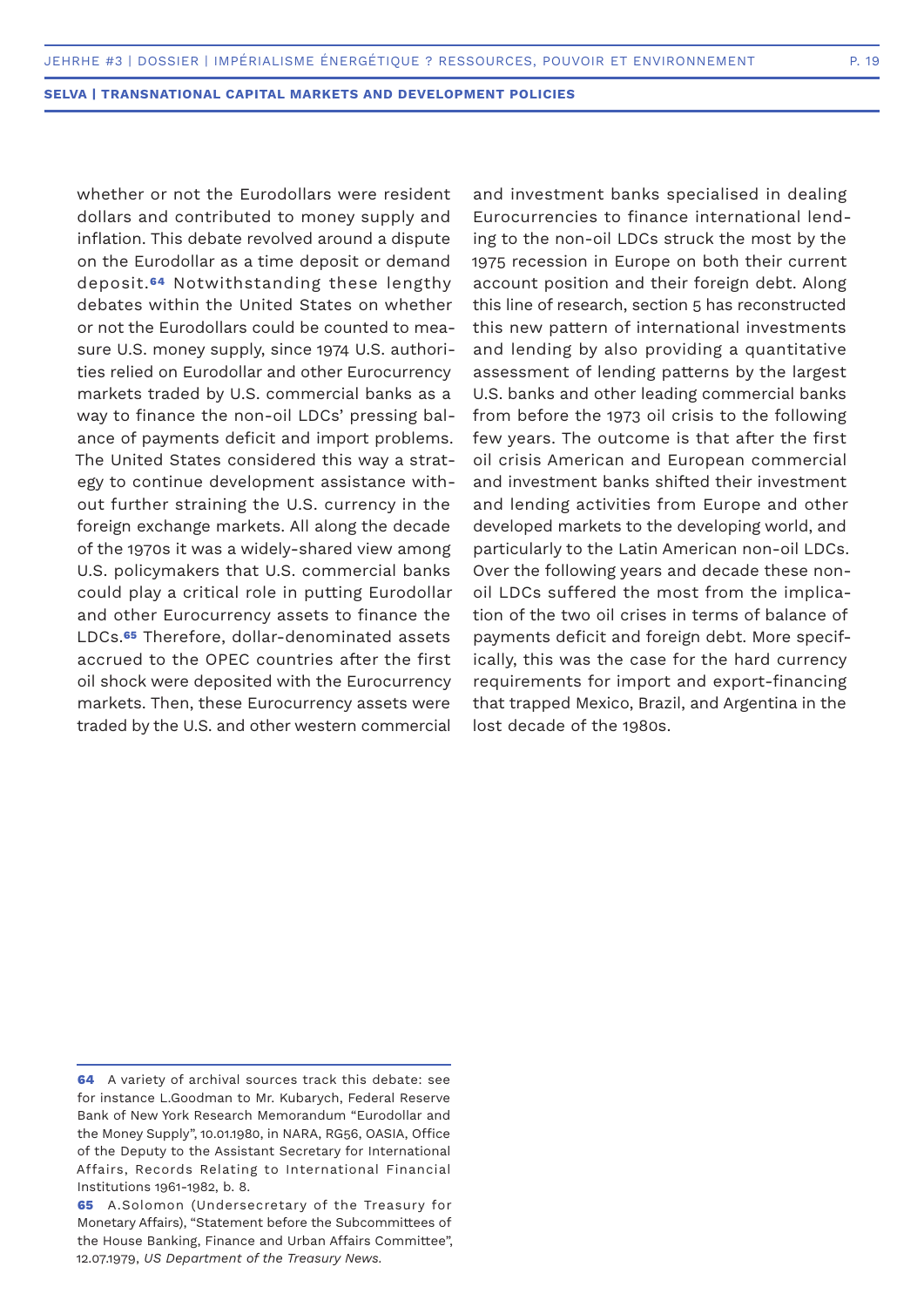whether or not the Eurodollars were resident dollars and contributed to money supply and inflation. This debate revolved around a dispute on the Eurodollar as a time deposit or demand deposit.[64] Notwithstanding these lengthy debates within the United States on whether or not the Eurodollars could be counted to measure U.S. money supply, since 1974 U.S. authorities relied on Eurodollar and other Eurocurrency markets traded by U.S. commercial banks as a way to finance the non-oil LDCs' pressing balance of payments deficit and import problems. The United States considered this way a strategy to continue development assistance without further straining the U.S. currency in the foreign exchange markets. All along the decade of the 1970s it was a widely-shared view among U.S. policymakers that U.S. commercial banks could play a critical role in putting Eurodollar and other Eurocurrency assets to finance the LDCs.[65] Therefore, dollar-denominated assets accrued to the OPEC countries after the first oil shock were deposited with the Eurocurrency markets. Then, these Eurocurrency assets were traded by the U.S. and other western commercial and investment banks specialised in dealing Eurocurrencies to finance international lending to the non-oil LDCs struck the most by the 1975 recession in Europe on both their current account position and their foreign debt. Along this line of research, section 5 has reconstructed this new pattern of international investments and lending by also providing a quantitative assessment of lending patterns by the largest U.S. banks and other leading commercial banks from before the 1973 oil crisis to the following few years. The outcome is that after the first oil crisis American and European commercial and investment banks shifted their investment and lending activities from Europe and other developed markets to the developing world, and particularly to the Latin American non-oil LDCs. Over the following years and decade these non-oil LDCs suffered the most from the implication of the two oil crises in terms of balance of payments deficit and foreign debt. More specifically, this was the case for the hard currency requirements for import and export-financing that trapped Mexico, Brazil, and Argentina in the lost decade of the 1980s.

---

**64** A variety of archival sources track this debate: see for instance L.Goodman to Mr. Kubarych, Federal Reserve Bank of New York Research Memorandum "Eurodollar and the Money Supply", 10.01.1980, in NARA, RG56, OASIA, Office of the Deputy to the Assistant Secretary for International Affairs, Records Relating to International Financial Institutions 1961-1982, b. 8.

**65** A.Solomon (Undersecretary of the Treasury for Monetary Affairs), "Statement before the Subcommittees of the House Banking, Finance and Urban Affairs Committee", 12.07.1979, *US Department of the Treasury News.*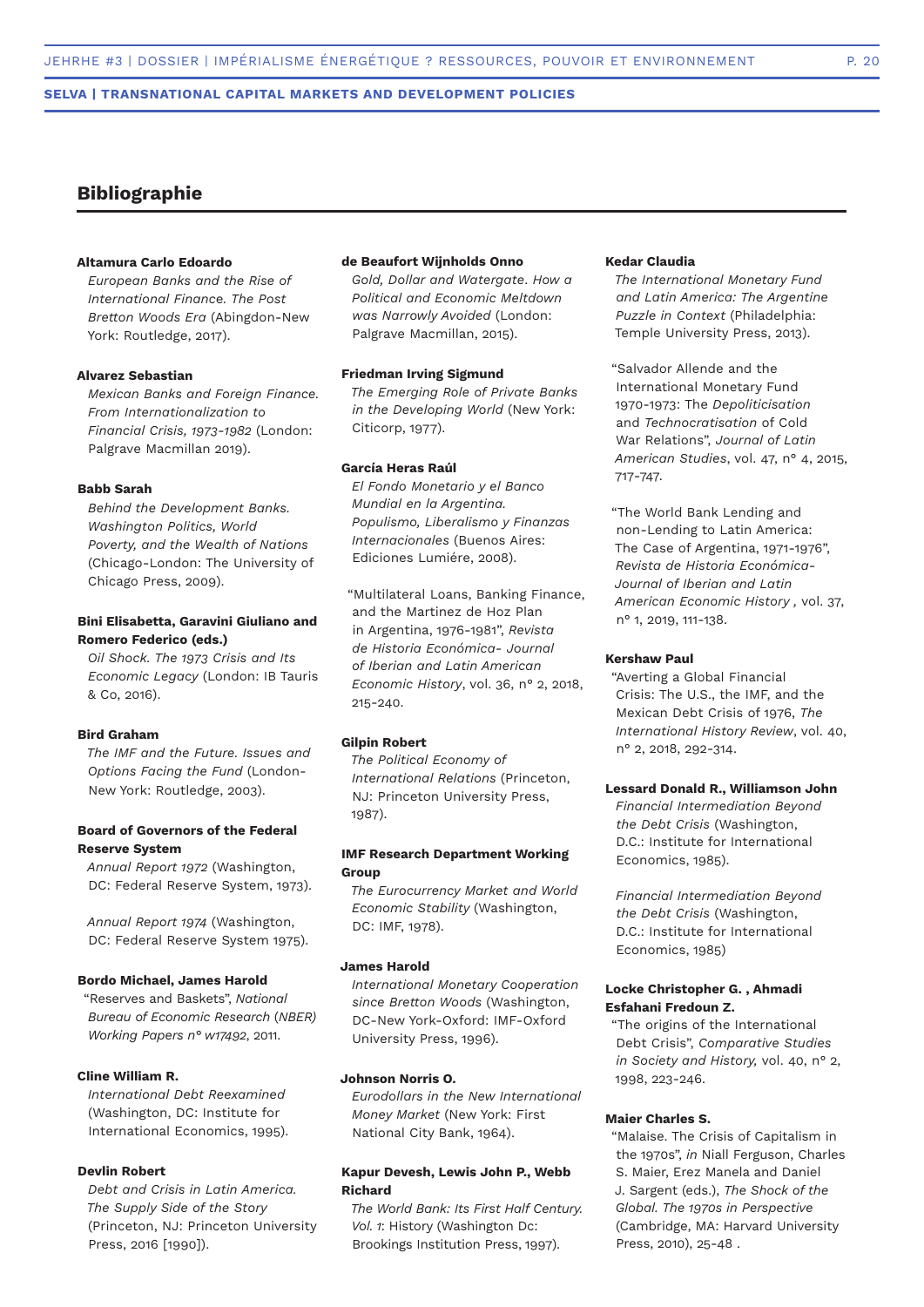## Bibliographie

**Altamura Carlo Edoardo**
*European Banks and the Rise of International Finance. The Post Bretton Woods Era* (Abingdon-New York: Routledge, 2017).

**Alvarez Sebastian**
*Mexican Banks and Foreign Finance. From Internationalization to Financial Crisis, 1973-1982* (London: Palgrave Macmillan 2019).

**Babb Sarah**
*Behind the Development Banks. Washington Politics, World Poverty, and the Wealth of Nations* (Chicago-London: The University of Chicago Press, 2009).

**Bini Elisabetta, Garavini Giuliano and Romero Federico (eds.)**
*Oil Shock. The 1973 Crisis and Its Economic Legacy* (London: IB Tauris & Co, 2016).

**Bird Graham**
*The IMF and the Future. Issues and Options Facing the Fund* (London-New York: Routledge, 2003).

**Board of Governors of the Federal Reserve System**
*Annual Report 1972* (Washington, DC: Federal Reserve System, 1973).

*Annual Report 1974* (Washington, DC: Federal Reserve System 1975).

**Bordo Michael, James Harold**
"Reserves and Baskets", *National Bureau of Economic Research* (*NBER*) *Working Papers n° w17492*, 2011.

**Cline William R.**
*International Debt Reexamined* (Washington, DC: Institute for International Economics, 1995).

**Devlin Robert**
*Debt and Crisis in Latin America. The Supply Side of the Story* (Princeton, NJ: Princeton University Press, 2016 [1990]).

**de Beaufort Wijnholds Onno**
*Gold, Dollar and Watergate. How a Political and Economic Meltdown was Narrowly Avoided* (London: Palgrave Macmillan, 2015).

**Friedman Irving Sigmund**
*The Emerging Role of Private Banks in the Developing World* (New York: Citicorp, 1977).

**García Heras Raúl**
*El Fondo Monetario y el Banco Mundial en la Argentina. Populismo, Liberalismo y Finanzas Internacionales* (Buenos Aires: Ediciones Lumiére, 2008).

"Multilateral Loans, Banking Finance, and the Martinez de Hoz Plan in Argentina, 1976-1981", *Revista de Historia Económica- Journal of Iberian and Latin American Economic History*, vol. 36, n° 2, 2018, 215-240.

**Gilpin Robert**
*The Political Economy of International Relations* (Princeton, NJ: Princeton University Press, 1987).

**IMF Research Department Working Group**
*The Eurocurrency Market and World Economic Stability* (Washington, DC: IMF, 1978).

**James Harold**
*International Monetary Cooperation since Bretton Woods* (Washington, DC-New York-Oxford: IMF-Oxford University Press, 1996).

**Johnson Norris O.**
*Eurodollars in the New International Money Market* (New York: First National City Bank, 1964).

**Kapur Devesh, Lewis John P., Webb Richard**
*The World Bank: Its First Half Century. Vol. 1:* History (Washington Dc: Brookings Institution Press, 1997).

**Kedar Claudia**
*The International Monetary Fund and Latin America: The Argentine Puzzle in Context* (Philadelphia: Temple University Press, 2013).

"Salvador Allende and the International Monetary Fund 1970-1973: The *Depoliticisation* and *Technocratisation* of Cold War Relations", *Journal of Latin American Studies*, vol. 47, n° 4, 2015, 717-747.

"The World Bank Lending and non-Lending to Latin America: The Case of Argentina, 1971-1976", *Revista de Historia Económica-Journal of Iberian and Latin American Economic History* , vol. 37, n° 1, 2019, 111-138.

**Kershaw Paul**
"Averting a Global Financial Crisis: The U.S., the IMF, and the Mexican Debt Crisis of 1976, *The International History Review*, vol. 40, n° 2, 2018, 292-314.

**Lessard Donald R., Williamson John**
*Financial Intermediation Beyond the Debt Crisis* (Washington, D.C.: Institute for International Economics, 1985).

*Financial Intermediation Beyond the Debt Crisis* (Washington, D.C.: Institute for International Economics, 1985)

**Locke Christopher G. , Ahmadi Esfahani Fredoun Z.**
"The origins of the International Debt Crisis", *Comparative Studies in Society and History,* vol. 40, n° 2, 1998, 223-246.

**Maier Charles S.**
"Malaise. The Crisis of Capitalism in the 1970s", *in* Niall Ferguson, Charles S. Maier, Erez Manela and Daniel J. Sargent (eds.), *The Shock of the Global. The 1970s in Perspective* (Cambridge, MA: Harvard University Press, 2010), 25-48 .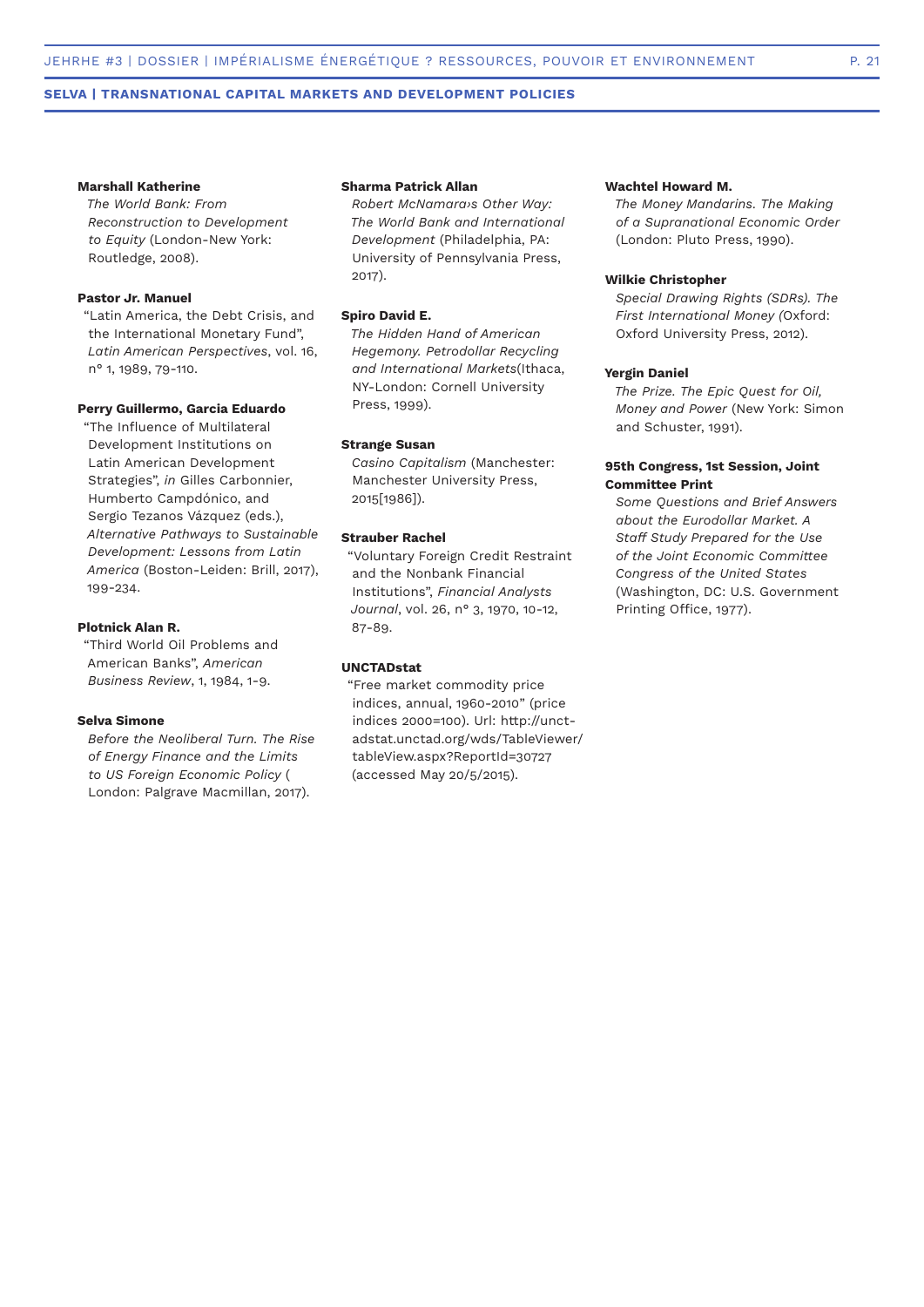**Marshall Katherine**
*The World Bank: From Reconstruction to Development to Equity* (London-New York: Routledge, 2008).

**Pastor Jr. Manuel**
"Latin America, the Debt Crisis, and the International Monetary Fund", *Latin American Perspectives*, vol. 16, n° 1, 1989, 79-110.

**Perry Guillermo, Garcia Eduardo**
"The Influence of Multilateral Development Institutions on Latin American Development Strategies", *in* Gilles Carbonnier, Humberto Campdónico, and Sergio Tezanos Vázquez (eds.), *Alternative Pathways to Sustainable Development: Lessons from Latin America* (Boston-Leiden: Brill, 2017), 199-234.

**Plotnick Alan R.**
"Third World Oil Problems and American Banks", *American Business Review*, 1, 1984, 1-9.

**Selva Simone**
*Before the Neoliberal Turn. The Rise of Energy Finance and the Limits to US Foreign Economic Policy* ( London: Palgrave Macmillan, 2017).

**Sharma Patrick Allan**
*Robert McNamara›s Other Way: The World Bank and International Development* (Philadelphia, PA: University of Pennsylvania Press, 2017).

**Spiro David E.**
*The Hidden Hand of American Hegemony. Petrodollar Recycling and International Markets*(Ithaca, NY-London: Cornell University Press, 1999).

**Strange Susan**
*Casino Capitalism* (Manchester: Manchester University Press, 2015[1986]).

**Strauber Rachel**
"Voluntary Foreign Credit Restraint and the Nonbank Financial Institutions", *Financial Analysts Journal*, vol. 26, n° 3, 1970, 10-12, 87-89.

**UNCTADstat**
"Free market commodity price indices, annual, 1960-2010" (price indices 2000=100). Url: http://unctadstat.unctad.org/wds/TableViewer/tableView.aspx?ReportId=30727 (accessed May 20/5/2015).

**Wachtel Howard M.**
*The Money Mandarins. The Making of a Supranational Economic Order* (London: Pluto Press, 1990).

**Wilkie Christopher**
*Special Drawing Rights (SDRs). The First International Money (*Oxford: Oxford University Press, 2012).

**Yergin Daniel**
*The Prize. The Epic Quest for Oil, Money and Power* (New York: Simon and Schuster, 1991).

**95th Congress, 1st Session, Joint Committee Print**
*Some Questions and Brief Answers about the Eurodollar Market. A Staff Study Prepared for the Use of the Joint Economic Committee Congress of the United States* (Washington, DC: U.S. Government Printing Office, 1977).